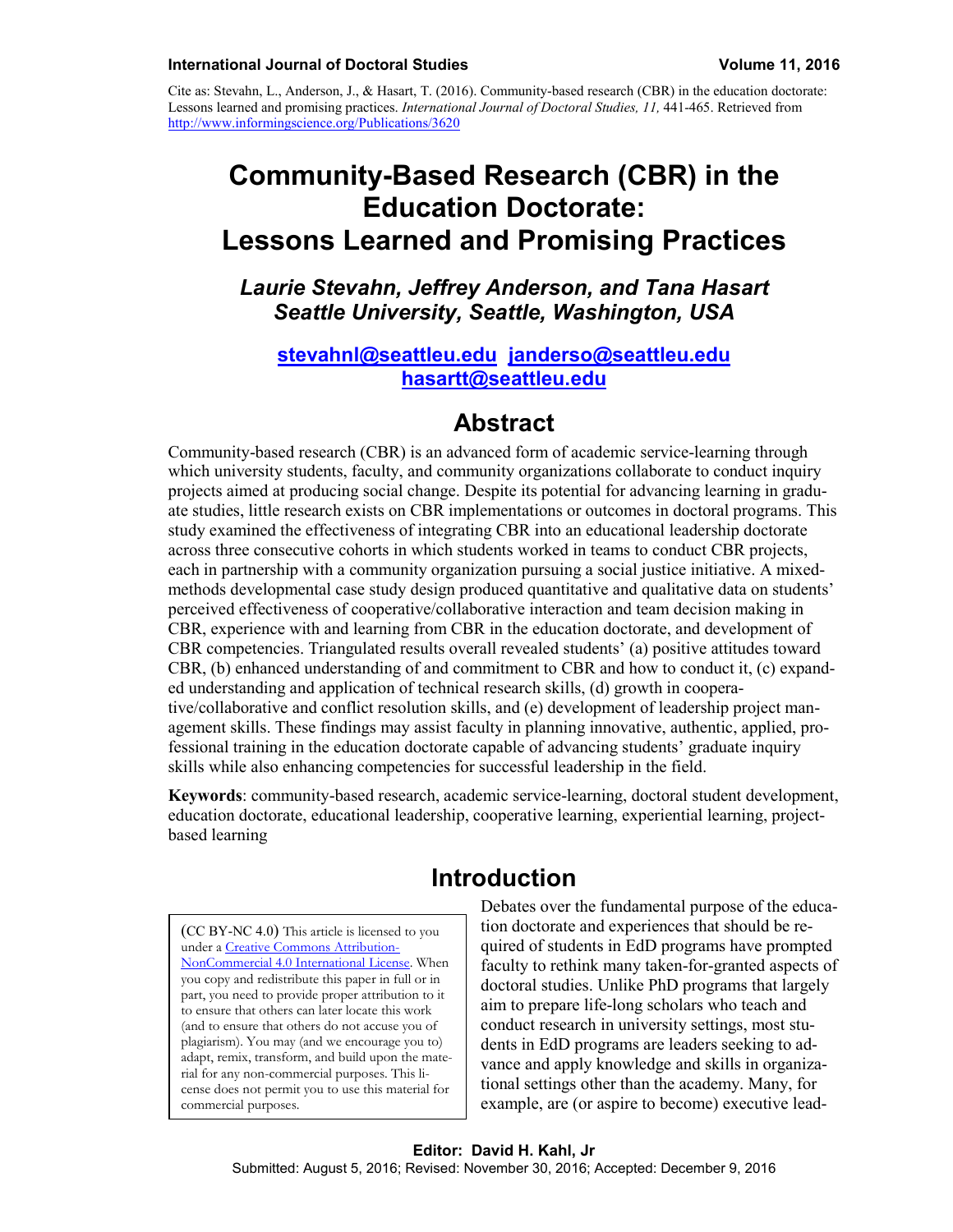Cite as: Stevahn, L., Anderson, J., & Hasart, T. (2016). Community-based research (CBR) in the education doctorate: Lessons learned and promising practices. *International Journal of Doctoral Studies, 11,* 441-465. Retrieved from http://www.informingscience.org/Publications/3620

# Community-Based Research (CBR) in the Education Doctorate: Lessons Learned and Promising Practices

***Laurie Stevahn, Jeffrey Anderson, and Tana Hasart***
***Seattle University, Seattle, Washington, USA***

**stevahnl@seattleu.edu janderso@seattleu.edu hasartt@seattleu.edu**

## Abstract

Community-based research (CBR) is an advanced form of academic service-learning through which university students, faculty, and community organizations collaborate to conduct inquiry projects aimed at producing social change. Despite its potential for advancing learning in graduate studies, little research exists on CBR implementations or outcomes in doctoral programs. This study examined the effectiveness of integrating CBR into an educational leadership doctorate across three consecutive cohorts in which students worked in teams to conduct CBR projects, each in partnership with a community organization pursuing a social justice initiative. A mixed-methods developmental case study design produced quantitative and qualitative data on students' perceived effectiveness of cooperative/collaborative interaction and team decision making in CBR, experience with and learning from CBR in the education doctorate, and development of CBR competencies. Triangulated results overall revealed students' (a) positive attitudes toward CBR, (b) enhanced understanding of and commitment to CBR and how to conduct it, (c) expanded understanding and application of technical research skills, (d) growth in cooperative/collaborative and conflict resolution skills, and (e) development of leadership project management skills. These findings may assist faculty in planning innovative, authentic, applied, professional training in the education doctorate capable of advancing students' graduate inquiry skills while also enhancing competencies for successful leadership in the field.

**Keywords**: community-based research, academic service-learning, doctoral student development, education doctorate, educational leadership, cooperative learning, experiential learning, project-based learning

## Introduction

Debates over the fundamental purpose of the education doctorate and experiences that should be required of students in EdD programs have prompted faculty to rethink many taken-for-granted aspects of doctoral studies. Unlike PhD programs that largely aim to prepare life-long scholars who teach and conduct research in university settings, most students in EdD programs are leaders seeking to advance and apply knowledge and skills in organizational settings other than the academy. Many, for example, are (or aspire to become) executive lead-

(CC BY-NC 4.0) This article is licensed to you under a Creative Commons Attribution-NonCommercial 4.0 International License. When you copy and redistribute this paper in full or in part, you need to provide proper attribution to it to ensure that others can later locate this work (and to ensure that others do not accuse you of plagiarism). You may (and we encourage you to) adapt, remix, transform, and build upon the material for any non-commercial purposes. This license does not permit you to use this material for commercial purposes.

**Editor: David H. Kahl, Jr**
Submitted: August 5, 2016; Revised: November 30, 2016; Accepted: December 9, 2016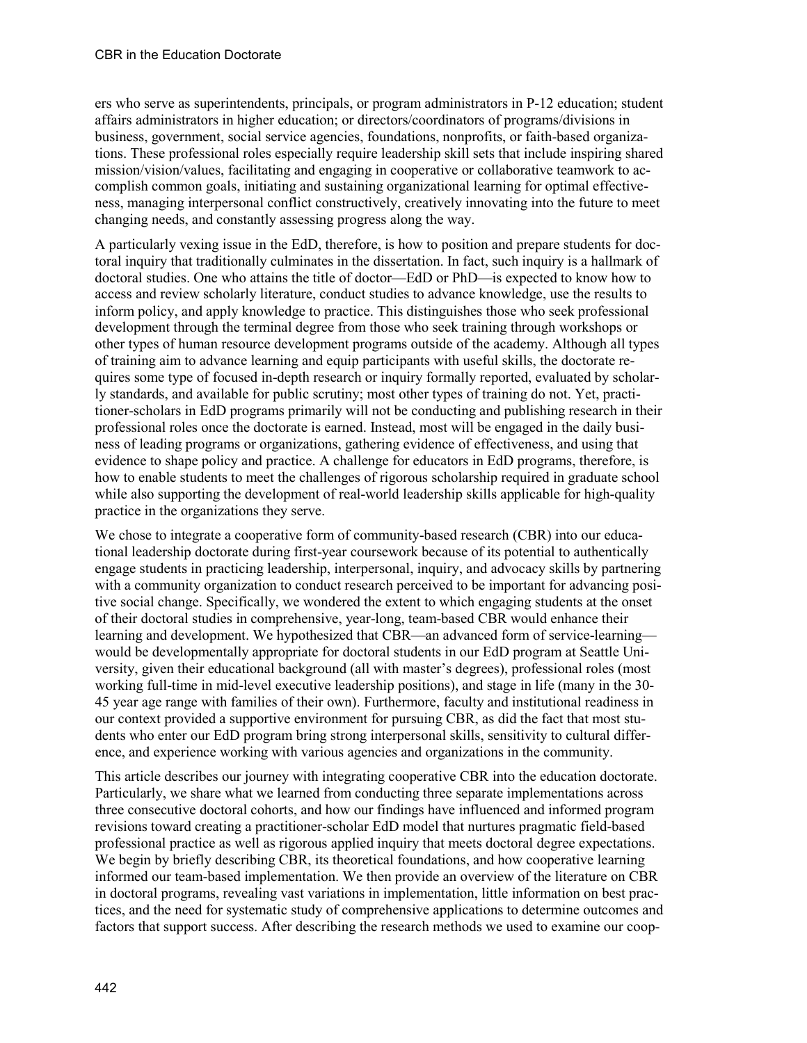ers who serve as superintendents, principals, or program administrators in P-12 education; student affairs administrators in higher education; or directors/coordinators of programs/divisions in business, government, social service agencies, foundations, nonprofits, or faith-based organizations. These professional roles especially require leadership skill sets that include inspiring shared mission/vision/values, facilitating and engaging in cooperative or collaborative teamwork to accomplish common goals, initiating and sustaining organizational learning for optimal effectiveness, managing interpersonal conflict constructively, creatively innovating into the future to meet changing needs, and constantly assessing progress along the way.

A particularly vexing issue in the EdD, therefore, is how to position and prepare students for doctoral inquiry that traditionally culminates in the dissertation. In fact, such inquiry is a hallmark of doctoral studies. One who attains the title of doctor—EdD or PhD—is expected to know how to access and review scholarly literature, conduct studies to advance knowledge, use the results to inform policy, and apply knowledge to practice. This distinguishes those who seek professional development through the terminal degree from those who seek training through workshops or other types of human resource development programs outside of the academy. Although all types of training aim to advance learning and equip participants with useful skills, the doctorate requires some type of focused in-depth research or inquiry formally reported, evaluated by scholarly standards, and available for public scrutiny; most other types of training do not. Yet, practitioner-scholars in EdD programs primarily will not be conducting and publishing research in their professional roles once the doctorate is earned. Instead, most will be engaged in the daily business of leading programs or organizations, gathering evidence of effectiveness, and using that evidence to shape policy and practice. A challenge for educators in EdD programs, therefore, is how to enable students to meet the challenges of rigorous scholarship required in graduate school while also supporting the development of real-world leadership skills applicable for high-quality practice in the organizations they serve.

We chose to integrate a cooperative form of community-based research (CBR) into our educational leadership doctorate during first-year coursework because of its potential to authentically engage students in practicing leadership, interpersonal, inquiry, and advocacy skills by partnering with a community organization to conduct research perceived to be important for advancing positive social change. Specifically, we wondered the extent to which engaging students at the onset of their doctoral studies in comprehensive, year-long, team-based CBR would enhance their learning and development. We hypothesized that CBR—an advanced form of service-learning—would be developmentally appropriate for doctoral students in our EdD program at Seattle University, given their educational background (all with master's degrees), professional roles (most working full-time in mid-level executive leadership positions), and stage in life (many in the 30-45 year age range with families of their own). Furthermore, faculty and institutional readiness in our context provided a supportive environment for pursuing CBR, as did the fact that most students who enter our EdD program bring strong interpersonal skills, sensitivity to cultural difference, and experience working with various agencies and organizations in the community.

This article describes our journey with integrating cooperative CBR into the education doctorate. Particularly, we share what we learned from conducting three separate implementations across three consecutive doctoral cohorts, and how our findings have influenced and informed program revisions toward creating a practitioner-scholar EdD model that nurtures pragmatic field-based professional practice as well as rigorous applied inquiry that meets doctoral degree expectations. We begin by briefly describing CBR, its theoretical foundations, and how cooperative learning informed our team-based implementation. We then provide an overview of the literature on CBR in doctoral programs, revealing vast variations in implementation, little information on best practices, and the need for systematic study of comprehensive applications to determine outcomes and factors that support success. After describing the research methods we used to examine our coop-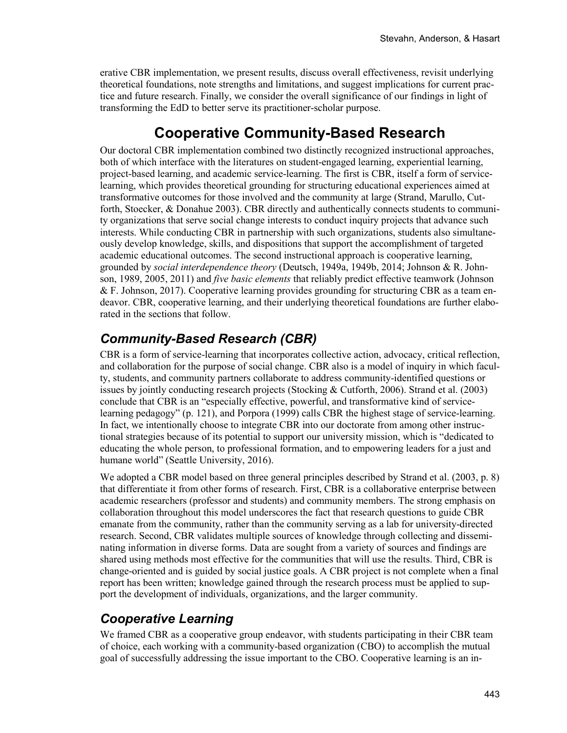erative CBR implementation, we present results, discuss overall effectiveness, revisit underlying theoretical foundations, note strengths and limitations, and suggest implications for current practice and future research. Finally, we consider the overall significance of our findings in light of transforming the EdD to better serve its practitioner-scholar purpose.

# Cooperative Community-Based Research

Our doctoral CBR implementation combined two distinctly recognized instructional approaches, both of which interface with the literatures on student-engaged learning, experiential learning, project-based learning, and academic service-learning. The first is CBR, itself a form of service-learning, which provides theoretical grounding for structuring educational experiences aimed at transformative outcomes for those involved and the community at large (Strand, Marullo, Cutforth, Stoecker, & Donahue 2003). CBR directly and authentically connects students to community organizations that serve social change interests to conduct inquiry projects that advance such interests. While conducting CBR in partnership with such organizations, students also simultaneously develop knowledge, skills, and dispositions that support the accomplishment of targeted academic educational outcomes. The second instructional approach is cooperative learning, grounded by *social interdependence theory* (Deutsch, 1949a, 1949b, 2014; Johnson & R. Johnson, 1989, 2005, 2011) and *five basic elements* that reliably predict effective teamwork (Johnson & F. Johnson, 2017). Cooperative learning provides grounding for structuring CBR as a team endeavor. CBR, cooperative learning, and their underlying theoretical foundations are further elaborated in the sections that follow.

## *Community-Based Research (CBR)*

CBR is a form of service-learning that incorporates collective action, advocacy, critical reflection, and collaboration for the purpose of social change. CBR also is a model of inquiry in which faculty, students, and community partners collaborate to address community-identified questions or issues by jointly conducting research projects (Stocking & Cutforth, 2006). Strand et al. (2003) conclude that CBR is an "especially effective, powerful, and transformative kind of service-learning pedagogy" (p. 121), and Porpora (1999) calls CBR the highest stage of service-learning. In fact, we intentionally choose to integrate CBR into our doctorate from among other instructional strategies because of its potential to support our university mission, which is "dedicated to educating the whole person, to professional formation, and to empowering leaders for a just and humane world" (Seattle University, 2016).

We adopted a CBR model based on three general principles described by Strand et al. (2003, p. 8) that differentiate it from other forms of research. First, CBR is a collaborative enterprise between academic researchers (professor and students) and community members. The strong emphasis on collaboration throughout this model underscores the fact that research questions to guide CBR emanate from the community, rather than the community serving as a lab for university-directed research. Second, CBR validates multiple sources of knowledge through collecting and disseminating information in diverse forms. Data are sought from a variety of sources and findings are shared using methods most effective for the communities that will use the results. Third, CBR is change-oriented and is guided by social justice goals. A CBR project is not complete when a final report has been written; knowledge gained through the research process must be applied to support the development of individuals, organizations, and the larger community.

## *Cooperative Learning*

We framed CBR as a cooperative group endeavor, with students participating in their CBR team of choice, each working with a community-based organization (CBO) to accomplish the mutual goal of successfully addressing the issue important to the CBO. Cooperative learning is an in-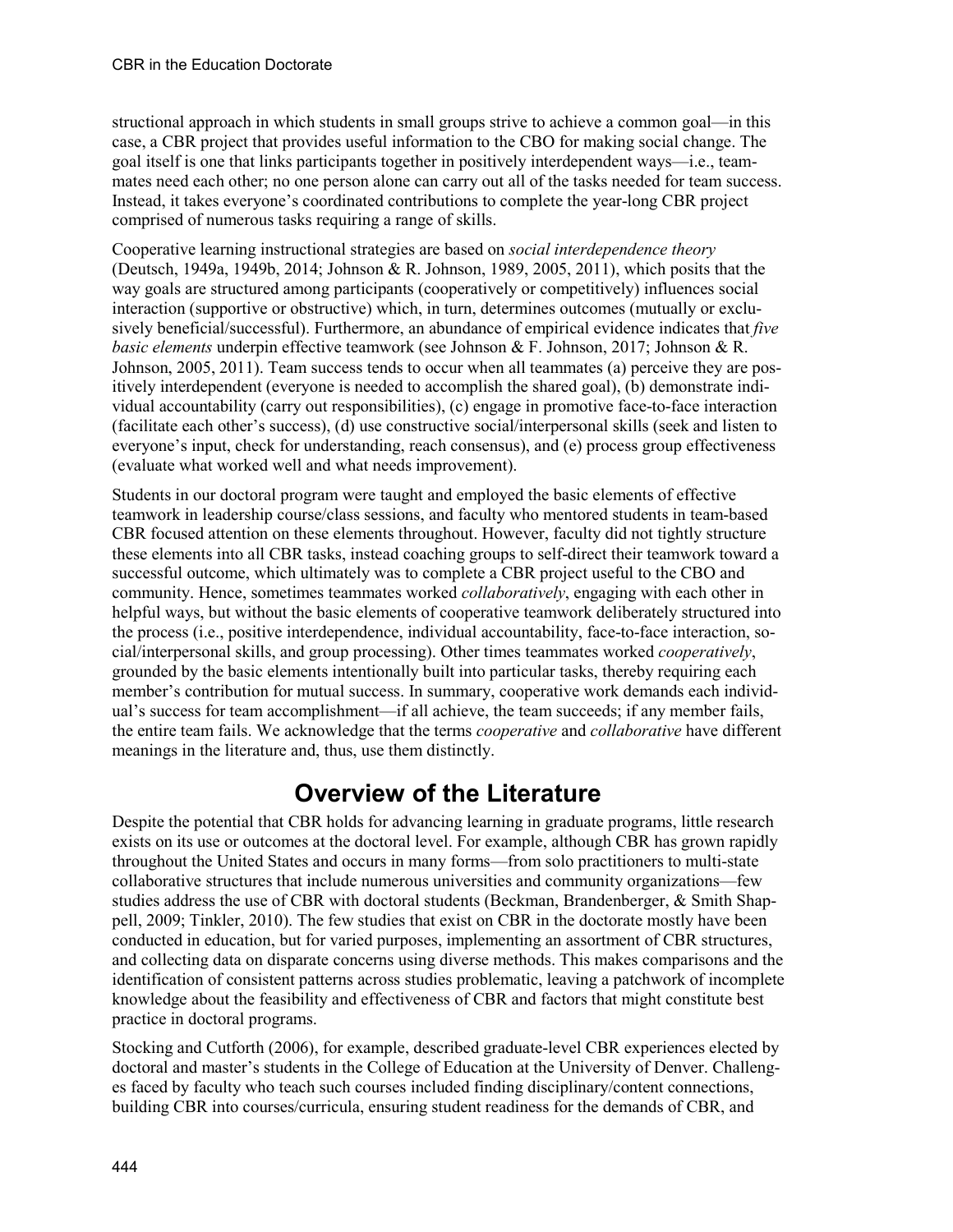structional approach in which students in small groups strive to achieve a common goal—in this case, a CBR project that provides useful information to the CBO for making social change. The goal itself is one that links participants together in positively interdependent ways—i.e., teammates need each other; no one person alone can carry out all of the tasks needed for team success. Instead, it takes everyone's coordinated contributions to complete the year-long CBR project comprised of numerous tasks requiring a range of skills.

Cooperative learning instructional strategies are based on *social interdependence theory* (Deutsch, 1949a, 1949b, 2014; Johnson & R. Johnson, 1989, 2005, 2011), which posits that the way goals are structured among participants (cooperatively or competitively) influences social interaction (supportive or obstructive) which, in turn, determines outcomes (mutually or exclusively beneficial/successful). Furthermore, an abundance of empirical evidence indicates that *five basic elements* underpin effective teamwork (see Johnson & F. Johnson, 2017; Johnson & R. Johnson, 2005, 2011). Team success tends to occur when all teammates (a) perceive they are positively interdependent (everyone is needed to accomplish the shared goal), (b) demonstrate individual accountability (carry out responsibilities), (c) engage in promotive face-to-face interaction (facilitate each other's success), (d) use constructive social/interpersonal skills (seek and listen to everyone's input, check for understanding, reach consensus), and (e) process group effectiveness (evaluate what worked well and what needs improvement).

Students in our doctoral program were taught and employed the basic elements of effective teamwork in leadership course/class sessions, and faculty who mentored students in team-based CBR focused attention on these elements throughout. However, faculty did not tightly structure these elements into all CBR tasks, instead coaching groups to self-direct their teamwork toward a successful outcome, which ultimately was to complete a CBR project useful to the CBO and community. Hence, sometimes teammates worked *collaboratively*, engaging with each other in helpful ways, but without the basic elements of cooperative teamwork deliberately structured into the process (i.e., positive interdependence, individual accountability, face-to-face interaction, social/interpersonal skills, and group processing). Other times teammates worked *cooperatively*, grounded by the basic elements intentionally built into particular tasks, thereby requiring each member's contribution for mutual success. In summary, cooperative work demands each individual's success for team accomplishment—if all achieve, the team succeeds; if any member fails, the entire team fails. We acknowledge that the terms *cooperative* and *collaborative* have different meanings in the literature and, thus, use them distinctly.

## Overview of the Literature

Despite the potential that CBR holds for advancing learning in graduate programs, little research exists on its use or outcomes at the doctoral level. For example, although CBR has grown rapidly throughout the United States and occurs in many forms—from solo practitioners to multi-state collaborative structures that include numerous universities and community organizations—few studies address the use of CBR with doctoral students (Beckman, Brandenberger, & Smith Shappell, 2009; Tinkler, 2010). The few studies that exist on CBR in the doctorate mostly have been conducted in education, but for varied purposes, implementing an assortment of CBR structures, and collecting data on disparate concerns using diverse methods. This makes comparisons and the identification of consistent patterns across studies problematic, leaving a patchwork of incomplete knowledge about the feasibility and effectiveness of CBR and factors that might constitute best practice in doctoral programs.

Stocking and Cutforth (2006), for example, described graduate-level CBR experiences elected by doctoral and master's students in the College of Education at the University of Denver. Challenges faced by faculty who teach such courses included finding disciplinary/content connections, building CBR into courses/curricula, ensuring student readiness for the demands of CBR, and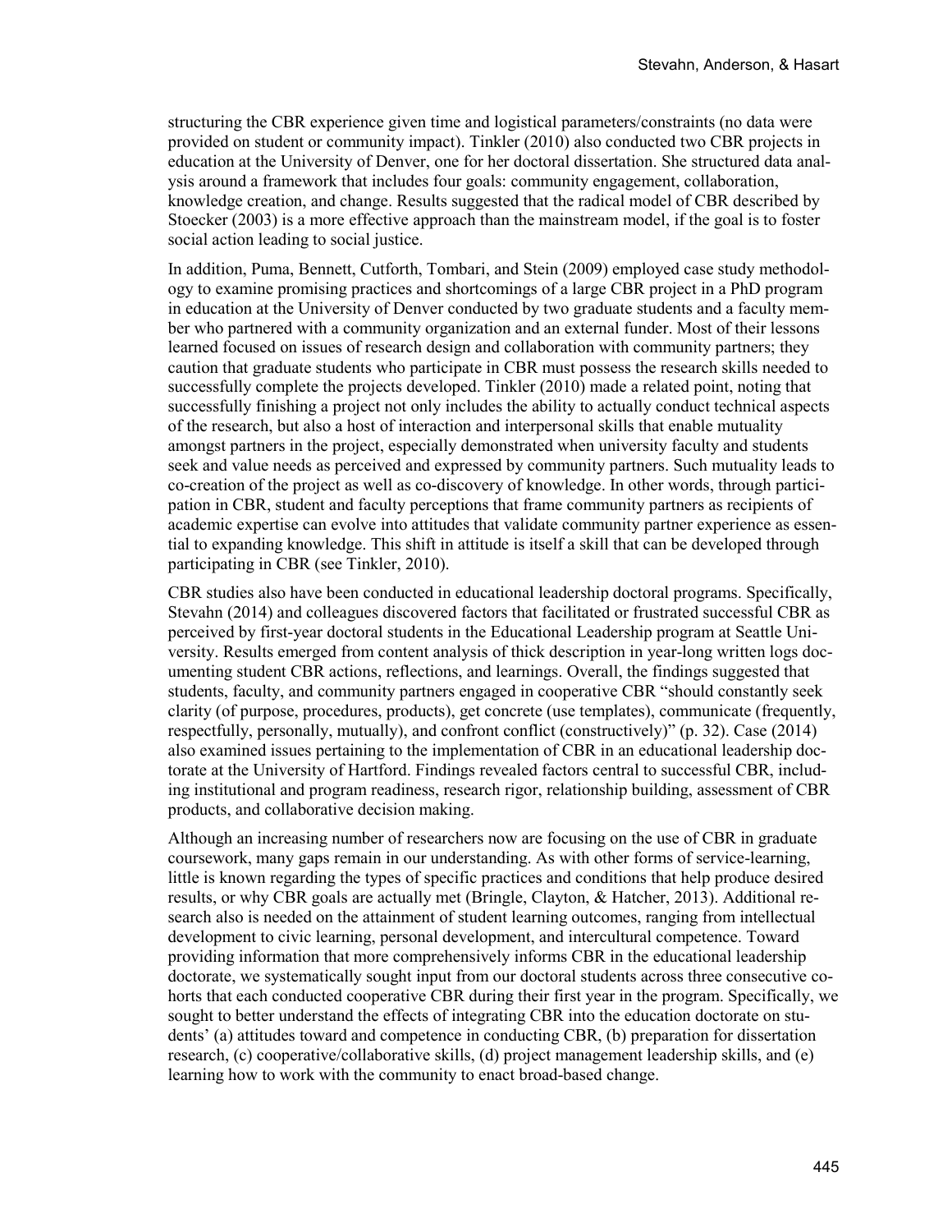structuring the CBR experience given time and logistical parameters/constraints (no data were provided on student or community impact). Tinkler (2010) also conducted two CBR projects in education at the University of Denver, one for her doctoral dissertation. She structured data analysis around a framework that includes four goals: community engagement, collaboration, knowledge creation, and change. Results suggested that the radical model of CBR described by Stoecker (2003) is a more effective approach than the mainstream model, if the goal is to foster social action leading to social justice.

In addition, Puma, Bennett, Cutforth, Tombari, and Stein (2009) employed case study methodology to examine promising practices and shortcomings of a large CBR project in a PhD program in education at the University of Denver conducted by two graduate students and a faculty member who partnered with a community organization and an external funder. Most of their lessons learned focused on issues of research design and collaboration with community partners; they caution that graduate students who participate in CBR must possess the research skills needed to successfully complete the projects developed. Tinkler (2010) made a related point, noting that successfully finishing a project not only includes the ability to actually conduct technical aspects of the research, but also a host of interaction and interpersonal skills that enable mutuality amongst partners in the project, especially demonstrated when university faculty and students seek and value needs as perceived and expressed by community partners. Such mutuality leads to co-creation of the project as well as co-discovery of knowledge. In other words, through participation in CBR, student and faculty perceptions that frame community partners as recipients of academic expertise can evolve into attitudes that validate community partner experience as essential to expanding knowledge. This shift in attitude is itself a skill that can be developed through participating in CBR (see Tinkler, 2010).

CBR studies also have been conducted in educational leadership doctoral programs. Specifically, Stevahn (2014) and colleagues discovered factors that facilitated or frustrated successful CBR as perceived by first-year doctoral students in the Educational Leadership program at Seattle University. Results emerged from content analysis of thick description in year-long written logs documenting student CBR actions, reflections, and learnings. Overall, the findings suggested that students, faculty, and community partners engaged in cooperative CBR "should constantly seek clarity (of purpose, procedures, products), get concrete (use templates), communicate (frequently, respectfully, personally, mutually), and confront conflict (constructively)" (p. 32). Case (2014) also examined issues pertaining to the implementation of CBR in an educational leadership doctorate at the University of Hartford. Findings revealed factors central to successful CBR, including institutional and program readiness, research rigor, relationship building, assessment of CBR products, and collaborative decision making.

Although an increasing number of researchers now are focusing on the use of CBR in graduate coursework, many gaps remain in our understanding. As with other forms of service-learning, little is known regarding the types of specific practices and conditions that help produce desired results, or why CBR goals are actually met (Bringle, Clayton, & Hatcher, 2013). Additional research also is needed on the attainment of student learning outcomes, ranging from intellectual development to civic learning, personal development, and intercultural competence. Toward providing information that more comprehensively informs CBR in the educational leadership doctorate, we systematically sought input from our doctoral students across three consecutive cohorts that each conducted cooperative CBR during their first year in the program. Specifically, we sought to better understand the effects of integrating CBR into the education doctorate on students' (a) attitudes toward and competence in conducting CBR, (b) preparation for dissertation research, (c) cooperative/collaborative skills, (d) project management leadership skills, and (e) learning how to work with the community to enact broad-based change.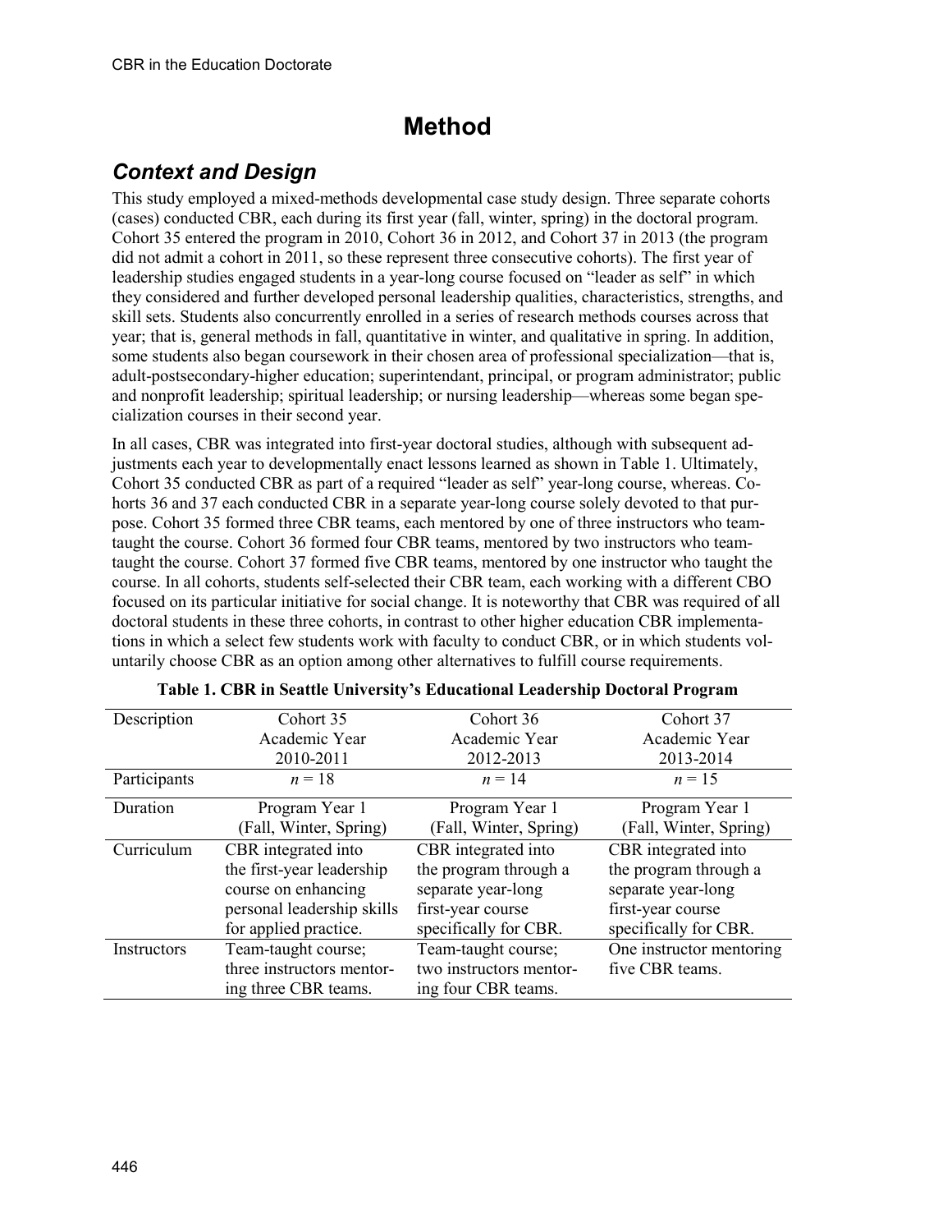# Method

## *Context and Design*

This study employed a mixed-methods developmental case study design. Three separate cohorts (cases) conducted CBR, each during its first year (fall, winter, spring) in the doctoral program. Cohort 35 entered the program in 2010, Cohort 36 in 2012, and Cohort 37 in 2013 (the program did not admit a cohort in 2011, so these represent three consecutive cohorts). The first year of leadership studies engaged students in a year-long course focused on "leader as self" in which they considered and further developed personal leadership qualities, characteristics, strengths, and skill sets. Students also concurrently enrolled in a series of research methods courses across that year; that is, general methods in fall, quantitative in winter, and qualitative in spring. In addition, some students also began coursework in their chosen area of professional specialization—that is, adult-postsecondary-higher education; superintendant, principal, or program administrator; public and nonprofit leadership; spiritual leadership; or nursing leadership—whereas some began specialization courses in their second year.

In all cases, CBR was integrated into first-year doctoral studies, although with subsequent adjustments each year to developmentally enact lessons learned as shown in Table 1. Ultimately, Cohort 35 conducted CBR as part of a required "leader as self" year-long course, whereas. Cohorts 36 and 37 each conducted CBR in a separate year-long course solely devoted to that purpose. Cohort 35 formed three CBR teams, each mentored by one of three instructors who team-taught the course. Cohort 36 formed four CBR teams, mentored by two instructors who team-taught the course. Cohort 37 formed five CBR teams, mentored by one instructor who taught the course. In all cohorts, students self-selected their CBR team, each working with a different CBO focused on its particular initiative for social change. It is noteworthy that CBR was required of all doctoral students in these three cohorts, in contrast to other higher education CBR implementations in which a select few students work with faculty to conduct CBR, or in which students voluntarily choose CBR as an option among other alternatives to fulfill course requirements.

**Table 1. CBR in Seattle University's Educational Leadership Doctoral Program**

| Description | Cohort 35<br>Academic Year<br>2010-2011 | Cohort 36<br>Academic Year<br>2012-2013 | Cohort 37<br>Academic Year<br>2013-2014 |
|---|---|---|---|
| Participants | *n* = 18 | *n* = 14 | *n* = 15 |
| Duration | Program Year 1<br>(Fall, Winter, Spring) | Program Year 1<br>(Fall, Winter, Spring) | Program Year 1<br>(Fall, Winter, Spring) |
| Curriculum | CBR integrated into the first-year leadership course on enhancing personal leadership skills for applied practice. | CBR integrated into the program through a separate year-long first-year course specifically for CBR. | CBR integrated into the program through a separate year-long first-year course specifically for CBR. |
| Instructors | Team-taught course; three instructors mentoring three CBR teams. | Team-taught course; two instructors mentoring four CBR teams. | One instructor mentoring five CBR teams. |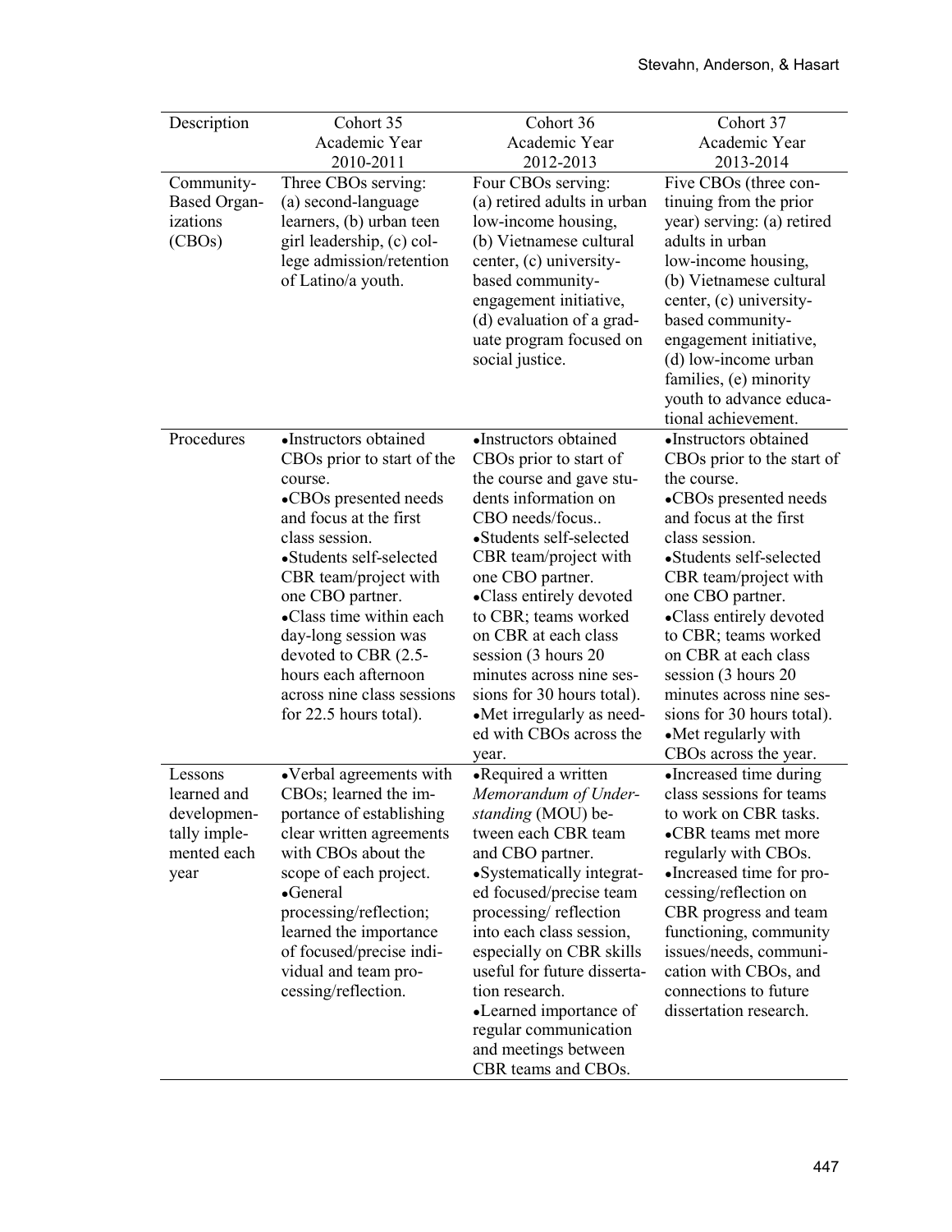| Description | Cohort 35 Academic Year 2010-2011 | Cohort 36 Academic Year 2012-2013 | Cohort 37 Academic Year 2013-2014 |
|---|---|---|---|
| Community-Based Organizations (CBOs) | Three CBOs serving: (a) second-language learners, (b) urban teen girl leadership, (c) college admission/retention of Latino/a youth. | Four CBOs serving: (a) retired adults in urban low-income housing, (b) Vietnamese cultural center, (c) university-based community-engagement initiative, (d) evaluation of a graduate program focused on social justice. | Five CBOs (three continuing from the prior year) serving: (a) retired adults in urban low-income housing, (b) Vietnamese cultural center, (c) university-based community-engagement initiative, (d) low-income urban families, (e) minority youth to advance educational achievement. |
| Procedures | •Instructors obtained CBOs prior to start of the course.<br>•CBOs presented needs and focus at the first class session.<br>•Students self-selected CBR team/project with one CBO partner.<br>•Class time within each day-long session was devoted to CBR (2.5-hours each afternoon across nine class sessions for 22.5 hours total). | •Instructors obtained CBOs prior to start of the course and gave students information on CBO needs/focus..<br>•Students self-selected CBR team/project with one CBO partner.<br>•Class entirely devoted to CBR; teams worked on CBR at each class session (3 hours 20 minutes across nine sessions for 30 hours total).<br>•Met irregularly as needed with CBOs across the year. | •Instructors obtained CBOs prior to the start of the course.<br>•CBOs presented needs and focus at the first class session.<br>•Students self-selected CBR team/project with one CBO partner.<br>•Class entirely devoted to CBR; teams worked on CBR at each class session (3 hours 20 minutes across nine sessions for 30 hours total).<br>•Met regularly with CBOs across the year. |
| Lessons learned and developmentally implemented each year | •Verbal agreements with CBOs; learned the importance of establishing clear written agreements with CBOs about the scope of each project.<br>•General processing/reflection; learned the importance of focused/precise individual and team processing/reflection. | •Required a written *Memorandum of Understanding* (MOU) between each CBR team and CBO partner.<br>•Systematically integrated focused/precise team processing/ reflection into each class session, especially on CBR skills useful for future dissertation research.<br>•Learned importance of regular communication and meetings between CBR teams and CBOs. | •Increased time during class sessions for teams to work on CBR tasks.<br>•CBR teams met more regularly with CBOs.<br>•Increased time for processing/reflection on CBR progress and team functioning, community issues/needs, communication with CBOs, and connections to future dissertation research. |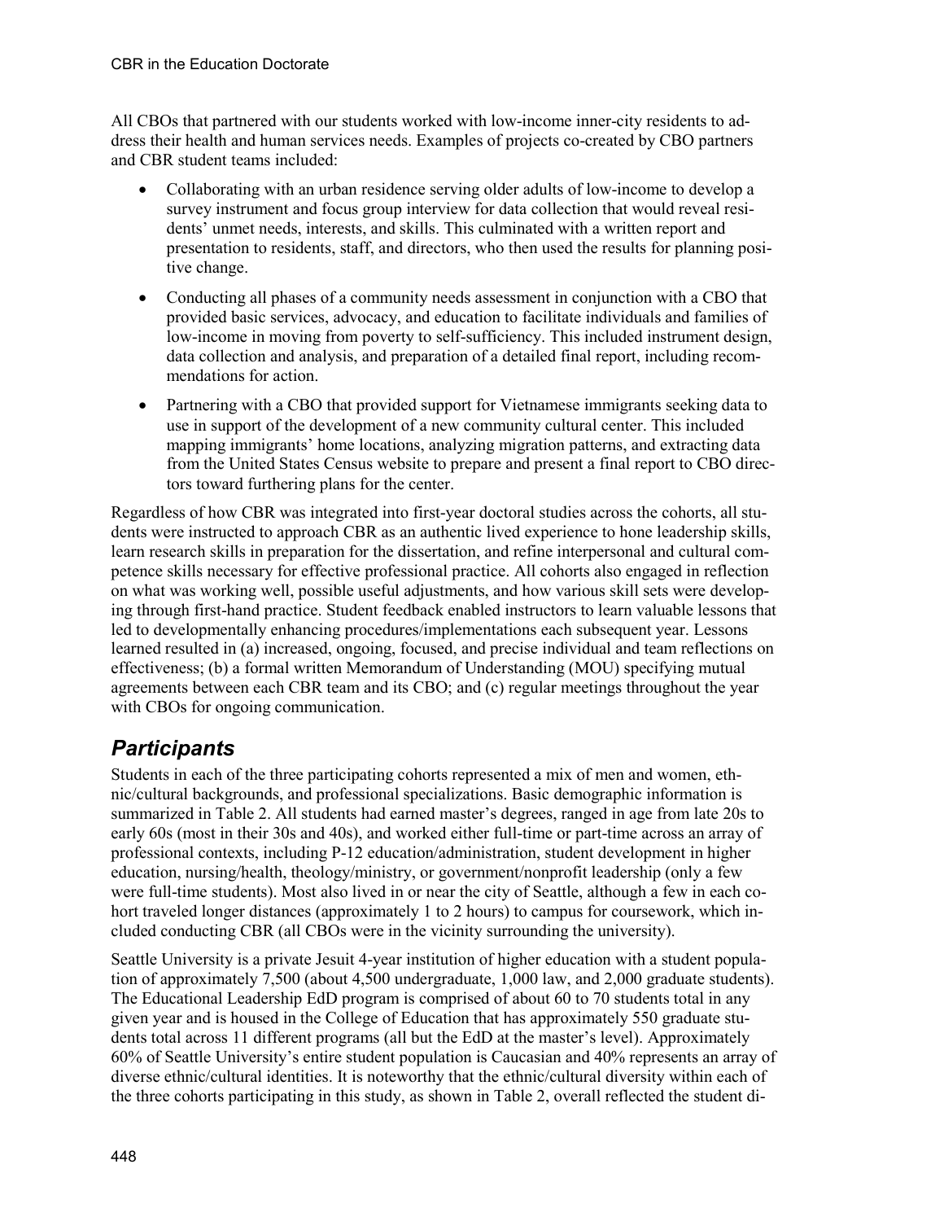All CBOs that partnered with our students worked with low-income inner-city residents to address their health and human services needs. Examples of projects co-created by CBO partners and CBR student teams included:

- Collaborating with an urban residence serving older adults of low-income to develop a survey instrument and focus group interview for data collection that would reveal residents' unmet needs, interests, and skills. This culminated with a written report and presentation to residents, staff, and directors, who then used the results for planning positive change.
- Conducting all phases of a community needs assessment in conjunction with a CBO that provided basic services, advocacy, and education to facilitate individuals and families of low-income in moving from poverty to self-sufficiency. This included instrument design, data collection and analysis, and preparation of a detailed final report, including recommendations for action.
- Partnering with a CBO that provided support for Vietnamese immigrants seeking data to use in support of the development of a new community cultural center. This included mapping immigrants' home locations, analyzing migration patterns, and extracting data from the United States Census website to prepare and present a final report to CBO directors toward furthering plans for the center.

Regardless of how CBR was integrated into first-year doctoral studies across the cohorts, all students were instructed to approach CBR as an authentic lived experience to hone leadership skills, learn research skills in preparation for the dissertation, and refine interpersonal and cultural competence skills necessary for effective professional practice. All cohorts also engaged in reflection on what was working well, possible useful adjustments, and how various skill sets were developing through first-hand practice. Student feedback enabled instructors to learn valuable lessons that led to developmentally enhancing procedures/implementations each subsequent year. Lessons learned resulted in (a) increased, ongoing, focused, and precise individual and team reflections on effectiveness; (b) a formal written Memorandum of Understanding (MOU) specifying mutual agreements between each CBR team and its CBO; and (c) regular meetings throughout the year with CBOs for ongoing communication.

## *Participants*

Students in each of the three participating cohorts represented a mix of men and women, ethnic/cultural backgrounds, and professional specializations. Basic demographic information is summarized in Table 2. All students had earned master's degrees, ranged in age from late 20s to early 60s (most in their 30s and 40s), and worked either full-time or part-time across an array of professional contexts, including P-12 education/administration, student development in higher education, nursing/health, theology/ministry, or government/nonprofit leadership (only a few were full-time students). Most also lived in or near the city of Seattle, although a few in each cohort traveled longer distances (approximately 1 to 2 hours) to campus for coursework, which included conducting CBR (all CBOs were in the vicinity surrounding the university).

Seattle University is a private Jesuit 4-year institution of higher education with a student population of approximately 7,500 (about 4,500 undergraduate, 1,000 law, and 2,000 graduate students). The Educational Leadership EdD program is comprised of about 60 to 70 students total in any given year and is housed in the College of Education that has approximately 550 graduate students total across 11 different programs (all but the EdD at the master's level). Approximately 60% of Seattle University's entire student population is Caucasian and 40% represents an array of diverse ethnic/cultural identities. It is noteworthy that the ethnic/cultural diversity within each of the three cohorts participating in this study, as shown in Table 2, overall reflected the student di-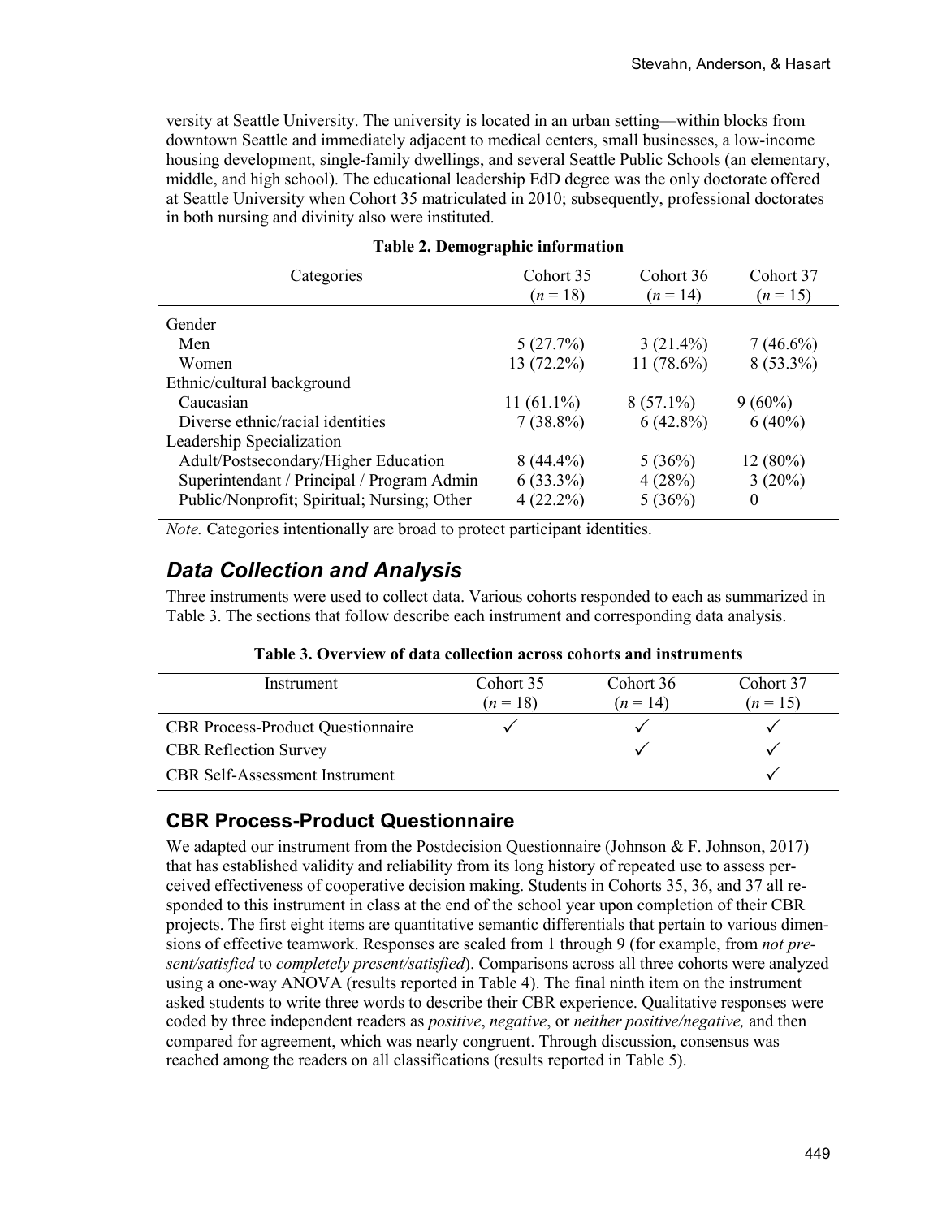versity at Seattle University. The university is located in an urban setting—within blocks from downtown Seattle and immediately adjacent to medical centers, small businesses, a low-income housing development, single-family dwellings, and several Seattle Public Schools (an elementary, middle, and high school). The educational leadership EdD degree was the only doctorate offered at Seattle University when Cohort 35 matriculated in 2010; subsequently, professional doctorates in both nursing and divinity also were instituted.

**Table 2. Demographic information**

| Categories | Cohort 35 ($n$ = 18) | Cohort 36 ($n$ = 14) | Cohort 37 ($n$ = 15) |
|---|---|---|---|
| Gender | | | |
| Men | 5 (27.7%) | 3 (21.4%) | 7 (46.6%) |
| Women | 13 (72.2%) | 11 (78.6%) | 8 (53.3%) |
| Ethnic/cultural background | | | |
| Caucasian | 11 (61.1%) | 8 (57.1%) | 9 (60%) |
| Diverse ethnic/racial identities | 7 (38.8%) | 6 (42.8%) | 6 (40%) |
| Leadership Specialization | | | |
| Adult/Postsecondary/Higher Education | 8 (44.4%) | 5 (36%) | 12 (80%) |
| Superintendant / Principal / Program Admin | 6 (33.3%) | 4 (28%) | 3 (20%) |
| Public/Nonprofit; Spiritual; Nursing; Other | 4 (22.2%) | 5 (36%) | 0 |

*Note.* Categories intentionally are broad to protect participant identities.

## *Data Collection and Analysis*

Three instruments were used to collect data. Various cohorts responded to each as summarized in Table 3. The sections that follow describe each instrument and corresponding data analysis.

**Table 3. Overview of data collection across cohorts and instruments**

| Instrument | Cohort 35 ($n$ = 18) | Cohort 36 ($n$ = 14) | Cohort 37 ($n$ = 15) |
|---|---|---|---|
| CBR Process-Product Questionnaire | ✓ | ✓ | ✓ |
| CBR Reflection Survey | | ✓ | ✓ |
| CBR Self-Assessment Instrument | | | ✓ |

### CBR Process-Product Questionnaire

We adapted our instrument from the Postdecision Questionnaire (Johnson & F. Johnson, 2017) that has established validity and reliability from its long history of repeated use to assess perceived effectiveness of cooperative decision making. Students in Cohorts 35, 36, and 37 all responded to this instrument in class at the end of the school year upon completion of their CBR projects. The first eight items are quantitative semantic differentials that pertain to various dimensions of effective teamwork. Responses are scaled from 1 through 9 (for example, from *not present/satisfied* to *completely present/satisfied*). Comparisons across all three cohorts were analyzed using a one-way ANOVA (results reported in Table 4). The final ninth item on the instrument asked students to write three words to describe their CBR experience. Qualitative responses were coded by three independent readers as *positive*, *negative*, or *neither positive/negative,* and then compared for agreement, which was nearly congruent. Through discussion, consensus was reached among the readers on all classifications (results reported in Table 5).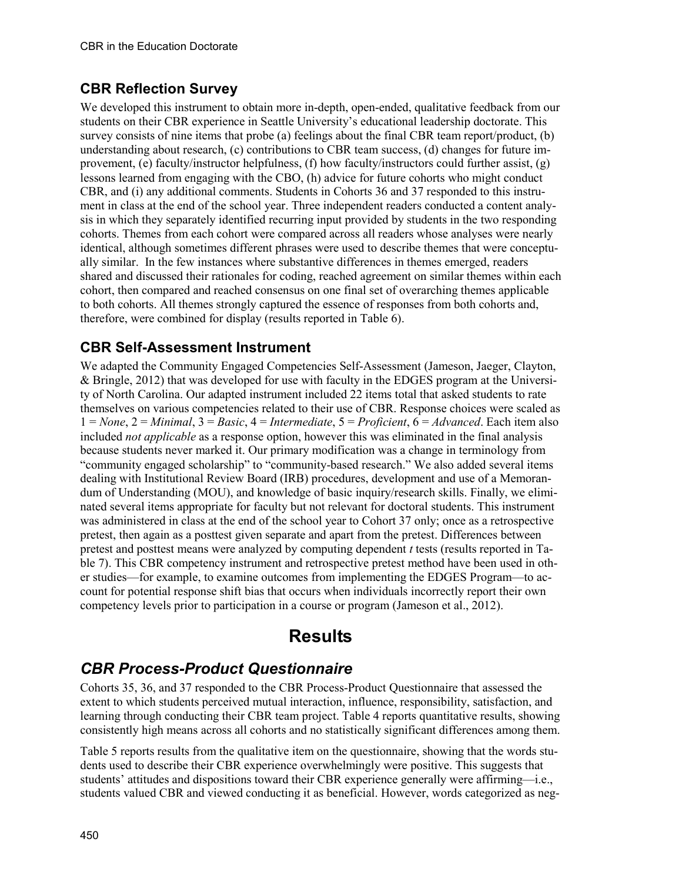## CBR Reflection Survey

We developed this instrument to obtain more in-depth, open-ended, qualitative feedback from our students on their CBR experience in Seattle University's educational leadership doctorate. This survey consists of nine items that probe (a) feelings about the final CBR team report/product, (b) understanding about research, (c) contributions to CBR team success, (d) changes for future improvement, (e) faculty/instructor helpfulness, (f) how faculty/instructors could further assist, (g) lessons learned from engaging with the CBO, (h) advice for future cohorts who might conduct CBR, and (i) any additional comments. Students in Cohorts 36 and 37 responded to this instrument in class at the end of the school year. Three independent readers conducted a content analysis in which they separately identified recurring input provided by students in the two responding cohorts. Themes from each cohort were compared across all readers whose analyses were nearly identical, although sometimes different phrases were used to describe themes that were conceptually similar. In the few instances where substantive differences in themes emerged, readers shared and discussed their rationales for coding, reached agreement on similar themes within each cohort, then compared and reached consensus on one final set of overarching themes applicable to both cohorts. All themes strongly captured the essence of responses from both cohorts and, therefore, were combined for display (results reported in Table 6).

## CBR Self-Assessment Instrument

We adapted the Community Engaged Competencies Self-Assessment (Jameson, Jaeger, Clayton, & Bringle, 2012) that was developed for use with faculty in the EDGES program at the University of North Carolina. Our adapted instrument included 22 items total that asked students to rate themselves on various competencies related to their use of CBR. Response choices were scaled as 1 = *None*, 2 = *Minimal*, 3 = *Basic*, 4 = *Intermediate*, 5 = *Proficient*, 6 = *Advanced*. Each item also included *not applicable* as a response option, however this was eliminated in the final analysis because students never marked it. Our primary modification was a change in terminology from "community engaged scholarship" to "community-based research." We also added several items dealing with Institutional Review Board (IRB) procedures, development and use of a Memorandum of Understanding (MOU), and knowledge of basic inquiry/research skills. Finally, we eliminated several items appropriate for faculty but not relevant for doctoral students. This instrument was administered in class at the end of the school year to Cohort 37 only; once as a retrospective pretest, then again as a posttest given separate and apart from the pretest. Differences between pretest and posttest means were analyzed by computing dependent *t* tests (results reported in Table 7). This CBR competency instrument and retrospective pretest method have been used in other studies—for example, to examine outcomes from implementing the EDGES Program—to account for potential response shift bias that occurs when individuals incorrectly report their own competency levels prior to participation in a course or program (Jameson et al., 2012).

# Results

## *CBR Process-Product Questionnaire*

Cohorts 35, 36, and 37 responded to the CBR Process-Product Questionnaire that assessed the extent to which students perceived mutual interaction, influence, responsibility, satisfaction, and learning through conducting their CBR team project. Table 4 reports quantitative results, showing consistently high means across all cohorts and no statistically significant differences among them.

Table 5 reports results from the qualitative item on the questionnaire, showing that the words students used to describe their CBR experience overwhelmingly were positive. This suggests that students' attitudes and dispositions toward their CBR experience generally were affirming—i.e., students valued CBR and viewed conducting it as beneficial. However, words categorized as neg-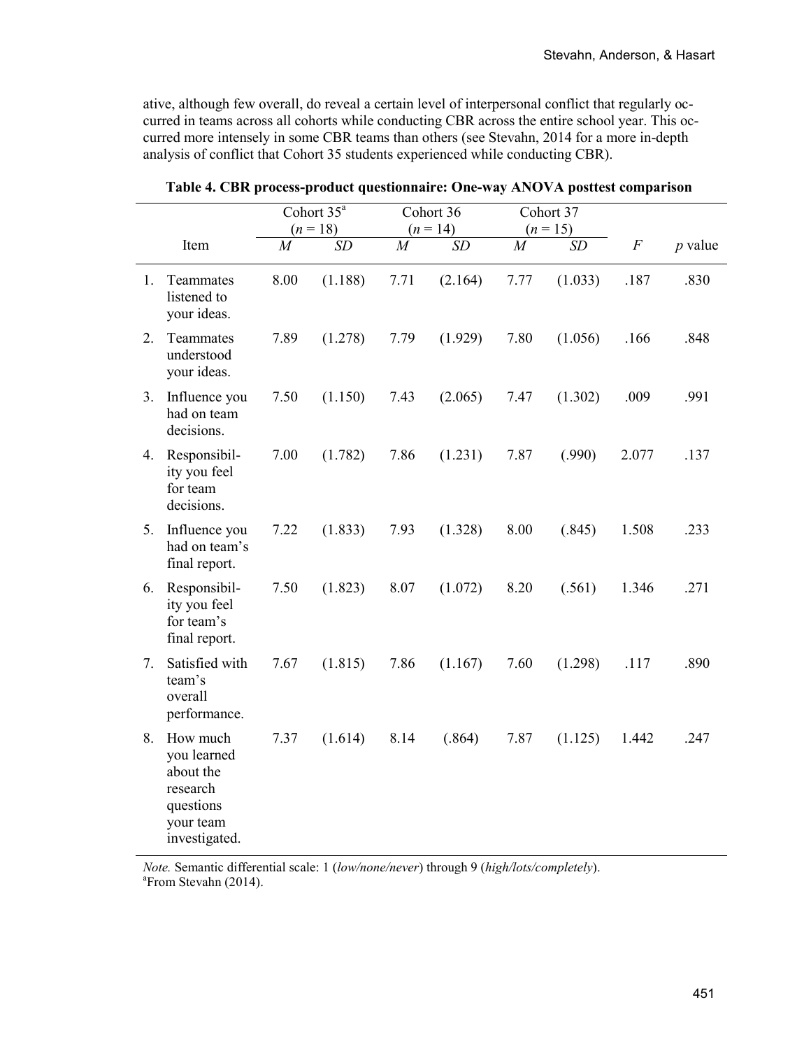ative, although few overall, do reveal a certain level of interpersonal conflict that regularly occurred in teams across all cohorts while conducting CBR across the entire school year. This occurred more intensely in some CBR teams than others (see Stevahn, 2014 for a more in-depth analysis of conflict that Cohort 35 students experienced while conducting CBR).

**Table 4. CBR process-product questionnaire: One-way ANOVA posttest comparison**

| | Cohort 35[a] ($n$ = 18) | | Cohort 36 ($n$ = 14) | | Cohort 37 ($n$ = 15) | | | |
|---|---|---|---|---|---|---|---|---|
| Item | *M* | *SD* | *M* | *SD* | *M* | *SD* | *F* | *p* value |
| 1. Teammates listened to your ideas. | 8.00 | (1.188) | 7.71 | (2.164) | 7.77 | (1.033) | .187 | .830 |
| 2. Teammates understood your ideas. | 7.89 | (1.278) | 7.79 | (1.929) | 7.80 | (1.056) | .166 | .848 |
| 3. Influence you had on team decisions. | 7.50 | (1.150) | 7.43 | (2.065) | 7.47 | (1.302) | .009 | .991 |
| 4. Responsibility you feel for team decisions. | 7.00 | (1.782) | 7.86 | (1.231) | 7.87 | (.990) | 2.077 | .137 |
| 5. Influence you had on team's final report. | 7.22 | (1.833) | 7.93 | (1.328) | 8.00 | (.845) | 1.508 | .233 |
| 6. Responsibility you feel for team's final report. | 7.50 | (1.823) | 8.07 | (1.072) | 8.20 | (.561) | 1.346 | .271 |
| 7. Satisfied with team's overall performance. | 7.67 | (1.815) | 7.86 | (1.167) | 7.60 | (1.298) | .117 | .890 |
| 8. How much you learned about the research questions your team investigated. | 7.37 | (1.614) | 8.14 | (.864) | 7.87 | (1.125) | 1.442 | .247 |

*Note.* Semantic differential scale: 1 (*low/none/never*) through 9 (*high/lots/completely*).
[a]From Stevahn (2014).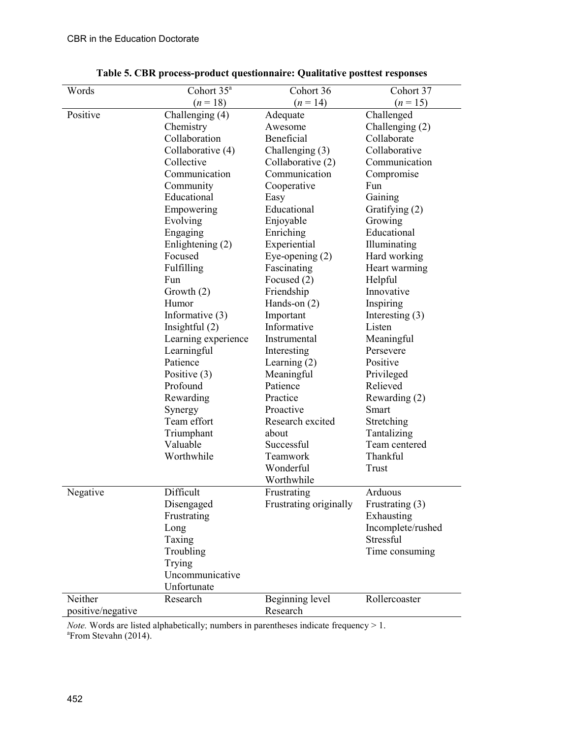**Table 5. CBR process-product questionnaire: Qualitative posttest responses**

| Words | Cohort 35[a] ($n$ = 18) | Cohort 36 ($n$ = 14) | Cohort 37 ($n$ = 15) |
|---|---|---|---|
| Positive | Challenging (4) | Adequate | Challenged |
| | Chemistry | Awesome | Challenging (2) |
| | Collaboration | Beneficial | Collaborate |
| | Collaborative (4) | Challenging (3) | Collaborative |
| | Collective | Collaborative (2) | Communication |
| | Communication | Communication | Compromise |
| | Community | Cooperative | Fun |
| | Educational | Easy | Gaining |
| | Empowering | Educational | Gratifying (2) |
| | Evolving | Enjoyable | Growing |
| | Engaging | Enriching | Educational |
| | Enlightening (2) | Experiential | Illuminating |
| | Focused | Eye-opening (2) | Hard working |
| | Fulfilling | Fascinating | Heart warming |
| | Fun | Focused (2) | Helpful |
| | Growth (2) | Friendship | Innovative |
| | Humor | Hands-on (2) | Inspiring |
| | Informative (3) | Important | Interesting (3) |
| | Insightful (2) | Informative | Listen |
| | Learning experience | Instrumental | Meaningful |
| | Learningful | Interesting | Persevere |
| | Patience | Learning (2) | Positive |
| | Positive (3) | Meaningful | Privileged |
| | Profound | Patience | Relieved |
| | Rewarding | Practice | Rewarding (2) |
| | Synergy | Proactive | Smart |
| | Team effort | Research excited about | Stretching |
| | Triumphant | Successful | Tantalizing |
| | Valuable | Teamwork | Team centered |
| | Worthwhile | Wonderful | Thankful |
| | | Worthwhile | Trust |
| Negative | Difficult | Frustrating | Arduous |
| | Disengaged | Frustrating originally | Frustrating (3) |
| | Frustrating | | Exhausting |
| | Long | | Incomplete/rushed |
| | Taxing | | Stressful |
| | Troubling | | Time consuming |
| | Trying | | |
| | Uncommunicative | | |
| | Unfortunate | | |
| Neither positive/negative | Research | Beginning level | Rollercoaster |
| | | Research | |

*Note.* Words are listed alphabetically; numbers in parentheses indicate frequency > 1.
[a]From Stevahn (2014).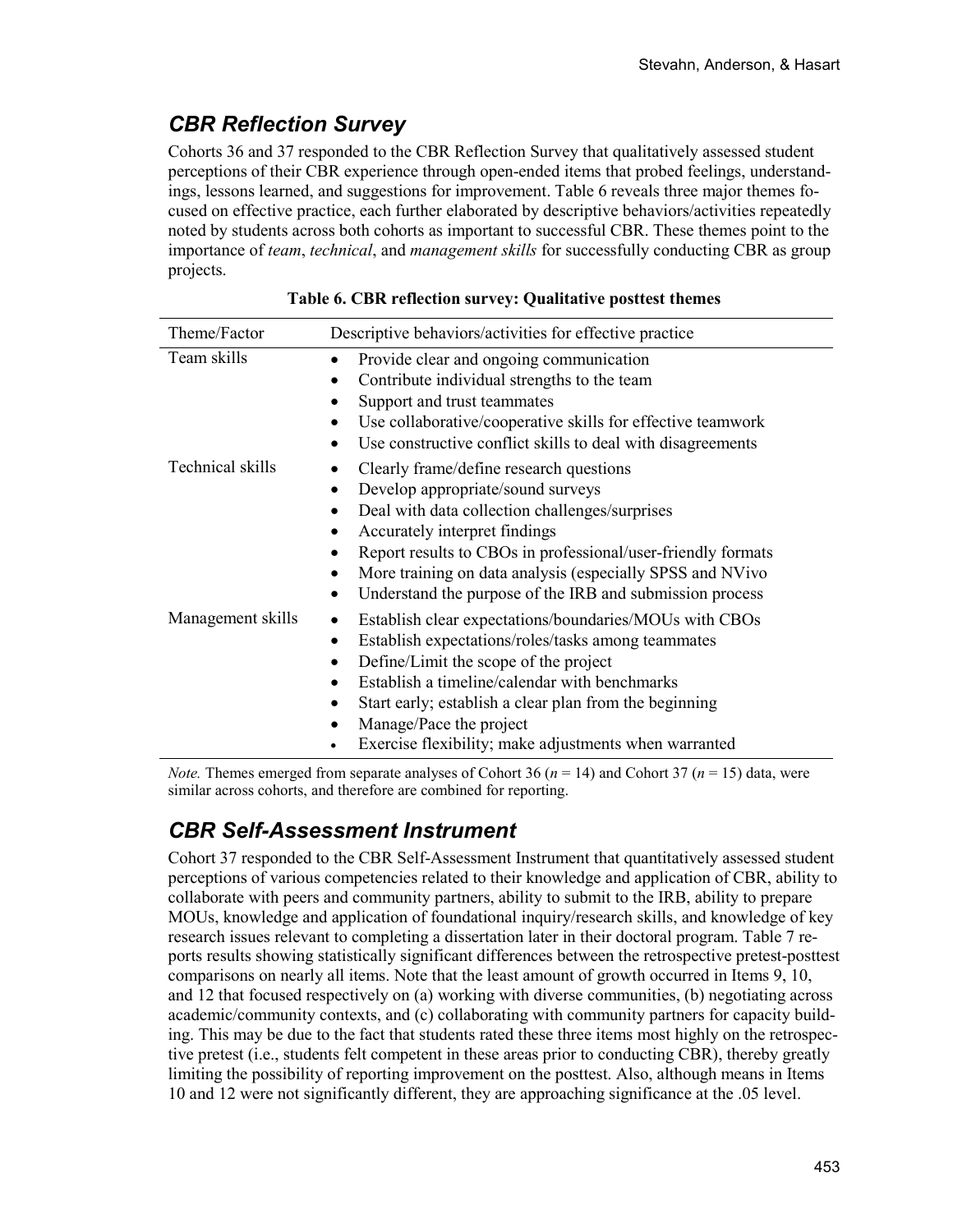## *CBR Reflection Survey*

Cohorts 36 and 37 responded to the CBR Reflection Survey that qualitatively assessed student perceptions of their CBR experience through open-ended items that probed feelings, understandings, lessons learned, and suggestions for improvement. Table 6 reveals three major themes focused on effective practice, each further elaborated by descriptive behaviors/activities repeatedly noted by students across both cohorts as important to successful CBR. These themes point to the importance of *team*, *technical*, and *management skills* for successfully conducting CBR as group projects.

**Table 6. CBR reflection survey: Qualitative posttest themes**

| Theme/Factor | Descriptive behaviors/activities for effective practice |
|---|---|
| Team skills | • Provide clear and ongoing communication<br>• Contribute individual strengths to the team<br>• Support and trust teammates<br>• Use collaborative/cooperative skills for effective teamwork<br>• Use constructive conflict skills to deal with disagreements |
| Technical skills | • Clearly frame/define research questions<br>• Develop appropriate/sound surveys<br>• Deal with data collection challenges/surprises<br>• Accurately interpret findings<br>• Report results to CBOs in professional/user-friendly formats<br>• More training on data analysis (especially SPSS and NVivo<br>• Understand the purpose of the IRB and submission process |
| Management skills | • Establish clear expectations/boundaries/MOUs with CBOs<br>• Establish expectations/roles/tasks among teammates<br>• Define/Limit the scope of the project<br>• Establish a timeline/calendar with benchmarks<br>• Start early; establish a clear plan from the beginning<br>• Manage/Pace the project<br>• Exercise flexibility; make adjustments when warranted |

*Note.* Themes emerged from separate analyses of Cohort 36 ($n$ = 14) and Cohort 37 ($n$ = 15) data, were similar across cohorts, and therefore are combined for reporting.

## *CBR Self-Assessment Instrument*

Cohort 37 responded to the CBR Self-Assessment Instrument that quantitatively assessed student perceptions of various competencies related to their knowledge and application of CBR, ability to collaborate with peers and community partners, ability to submit to the IRB, ability to prepare MOUs, knowledge and application of foundational inquiry/research skills, and knowledge of key research issues relevant to completing a dissertation later in their doctoral program. Table 7 reports results showing statistically significant differences between the retrospective pretest-posttest comparisons on nearly all items. Note that the least amount of growth occurred in Items 9, 10, and 12 that focused respectively on (a) working with diverse communities, (b) negotiating across academic/community contexts, and (c) collaborating with community partners for capacity building. This may be due to the fact that students rated these three items most highly on the retrospective pretest (i.e., students felt competent in these areas prior to conducting CBR), thereby greatly limiting the possibility of reporting improvement on the posttest. Also, although means in Items 10 and 12 were not significantly different, they are approaching significance at the .05 level.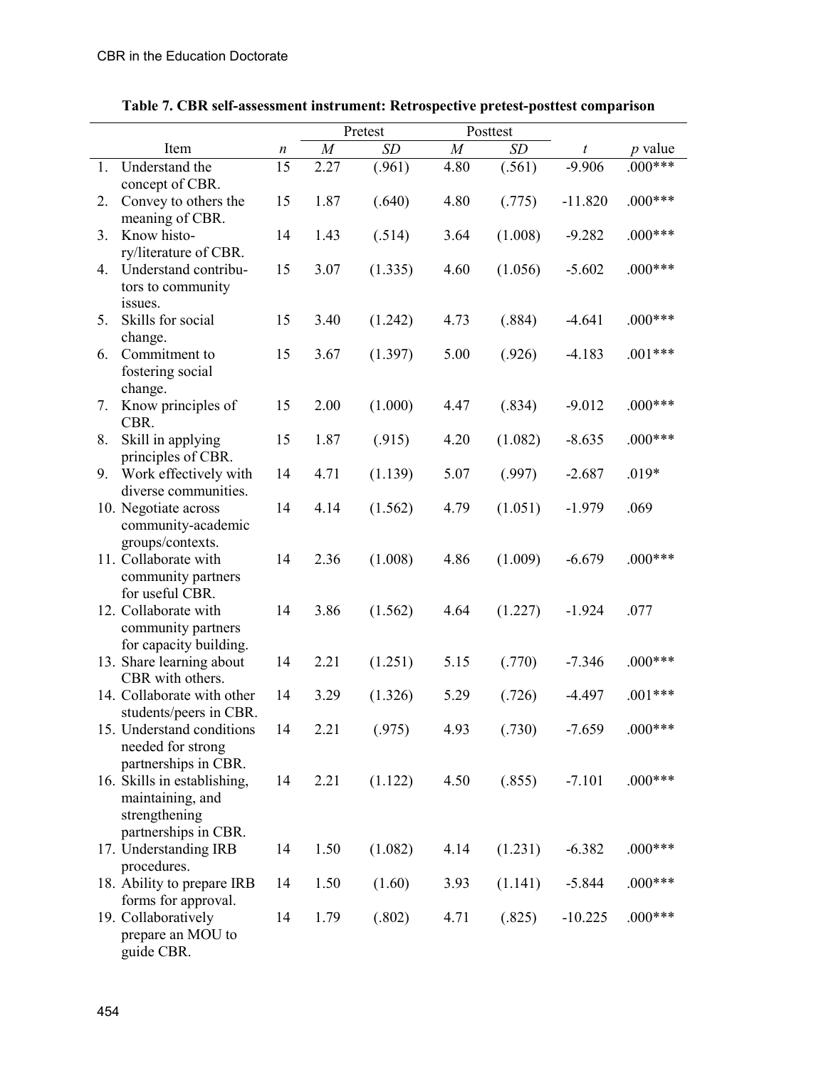**Table 7. CBR self-assessment instrument: Retrospective pretest-posttest comparison**

| Item | *n* | Pretest | | Posttest | | | |
|---|---|---|---|---|---|---|---|
| | | *M* | *SD* | *M* | *SD* | *t* | *p* value |
| 1. Understand the concept of CBR. | 15 | 2.27 | (.961) | 4.80 | (.561) | -9.906 | .000*** |
| 2. Convey to others the meaning of CBR. | 15 | 1.87 | (.640) | 4.80 | (.775) | -11.820 | .000*** |
| 3. Know history/literature of CBR. | 14 | 1.43 | (.514) | 3.64 | (1.008) | -9.282 | .000*** |
| 4. Understand contributors to community issues. | 15 | 3.07 | (1.335) | 4.60 | (1.056) | -5.602 | .000*** |
| 5. Skills for social change. | 15 | 3.40 | (1.242) | 4.73 | (.884) | -4.641 | .000*** |
| 6. Commitment to fostering social change. | 15 | 3.67 | (1.397) | 5.00 | (.926) | -4.183 | .001*** |
| 7. Know principles of CBR. | 15 | 2.00 | (1.000) | 4.47 | (.834) | -9.012 | .000*** |
| 8. Skill in applying principles of CBR. | 15 | 1.87 | (.915) | 4.20 | (1.082) | -8.635 | .000*** |
| 9. Work effectively with diverse communities. | 14 | 4.71 | (1.139) | 5.07 | (.997) | -2.687 | .019* |
| 10. Negotiate across community-academic groups/contexts. | 14 | 4.14 | (1.562) | 4.79 | (1.051) | -1.979 | .069 |
| 11. Collaborate with community partners for useful CBR. | 14 | 2.36 | (1.008) | 4.86 | (1.009) | -6.679 | .000*** |
| 12. Collaborate with community partners for capacity building. | 14 | 3.86 | (1.562) | 4.64 | (1.227) | -1.924 | .077 |
| 13. Share learning about CBR with others. | 14 | 2.21 | (1.251) | 5.15 | (.770) | -7.346 | .000*** |
| 14. Collaborate with other students/peers in CBR. | 14 | 3.29 | (1.326) | 5.29 | (.726) | -4.497 | .001*** |
| 15. Understand conditions needed for strong partnerships in CBR. | 14 | 2.21 | (.975) | 4.93 | (.730) | -7.659 | .000*** |
| 16. Skills in establishing, maintaining, and strengthening partnerships in CBR. | 14 | 2.21 | (1.122) | 4.50 | (.855) | -7.101 | .000*** |
| 17. Understanding IRB procedures. | 14 | 1.50 | (1.082) | 4.14 | (1.231) | -6.382 | .000*** |
| 18. Ability to prepare IRB forms for approval. | 14 | 1.50 | (1.60) | 3.93 | (1.141) | -5.844 | .000*** |
| 19. Collaboratively prepare an MOU to guide CBR. | 14 | 1.79 | (.802) | 4.71 | (.825) | -10.225 | .000*** |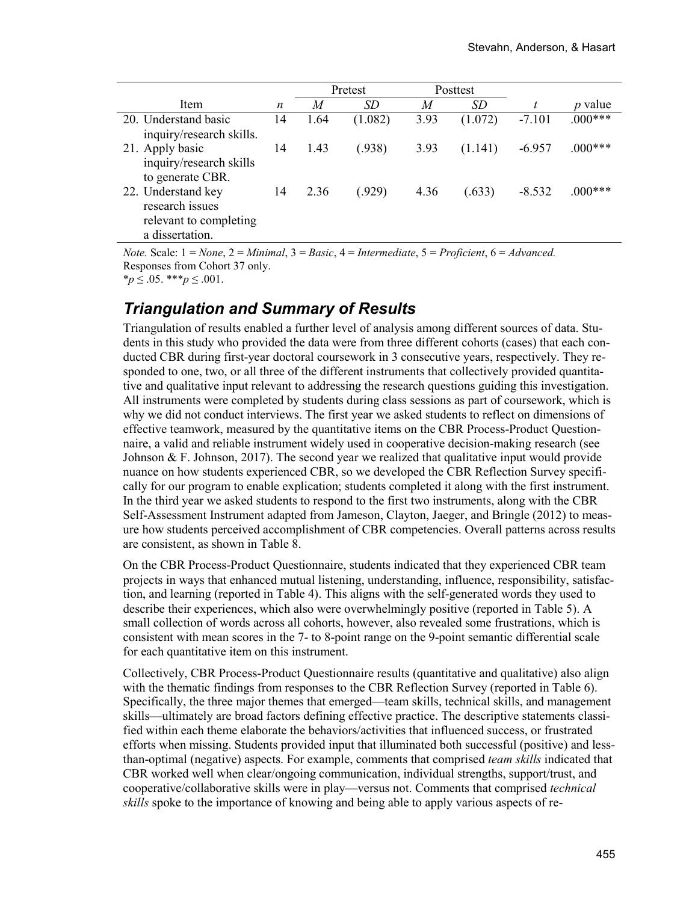| Item | $n$ | Pretest | | Posttest | | $t$ | $p$ value |
|---|---|---|---|---|---|---|---|
| | | $M$ | $SD$ | $M$ | $SD$ | | |
| 20. Understand basic inquiry/research skills. | 14 | 1.64 | (1.082) | 3.93 | (1.072) | -7.101 | .000*** |
| 21. Apply basic inquiry/research skills to generate CBR. | 14 | 1.43 | (.938) | 3.93 | (1.141) | -6.957 | .000*** |
| 22. Understand key research issues relevant to completing a dissertation. | 14 | 2.36 | (.929) | 4.36 | (.633) | -8.532 | .000*** |

*Note.* Scale: 1 = *None*, 2 = *Minimal*, 3 = *Basic*, 4 = *Intermediate*, 5 = *Proficient*, 6 = *Advanced.*
Responses from Cohort 37 only.
\* $p \leq .05$. \*\*\* $p \leq .001$.

## *Triangulation and Summary of Results*

Triangulation of results enabled a further level of analysis among different sources of data. Students in this study who provided the data were from three different cohorts (cases) that each conducted CBR during first-year doctoral coursework in 3 consecutive years, respectively. They responded to one, two, or all three of the different instruments that collectively provided quantitative and qualitative input relevant to addressing the research questions guiding this investigation. All instruments were completed by students during class sessions as part of coursework, which is why we did not conduct interviews. The first year we asked students to reflect on dimensions of effective teamwork, measured by the quantitative items on the CBR Process-Product Questionnaire, a valid and reliable instrument widely used in cooperative decision-making research (see Johnson & F. Johnson, 2017). The second year we realized that qualitative input would provide nuance on how students experienced CBR, so we developed the CBR Reflection Survey specifically for our program to enable explication; students completed it along with the first instrument. In the third year we asked students to respond to the first two instruments, along with the CBR Self-Assessment Instrument adapted from Jameson, Clayton, Jaeger, and Bringle (2012) to measure how students perceived accomplishment of CBR competencies. Overall patterns across results are consistent, as shown in Table 8.

On the CBR Process-Product Questionnaire, students indicated that they experienced CBR team projects in ways that enhanced mutual listening, understanding, influence, responsibility, satisfaction, and learning (reported in Table 4). This aligns with the self-generated words they used to describe their experiences, which also were overwhelmingly positive (reported in Table 5). A small collection of words across all cohorts, however, also revealed some frustrations, which is consistent with mean scores in the 7- to 8-point range on the 9-point semantic differential scale for each quantitative item on this instrument.

Collectively, CBR Process-Product Questionnaire results (quantitative and qualitative) also align with the thematic findings from responses to the CBR Reflection Survey (reported in Table 6). Specifically, the three major themes that emerged—team skills, technical skills, and management skills—ultimately are broad factors defining effective practice. The descriptive statements classified within each theme elaborate the behaviors/activities that influenced success, or frustrated efforts when missing. Students provided input that illuminated both successful (positive) and less-than-optimal (negative) aspects. For example, comments that comprised *team skills* indicated that CBR worked well when clear/ongoing communication, individual strengths, support/trust, and cooperative/collaborative skills were in play—versus not. Comments that comprised *technical skills* spoke to the importance of knowing and being able to apply various aspects of re-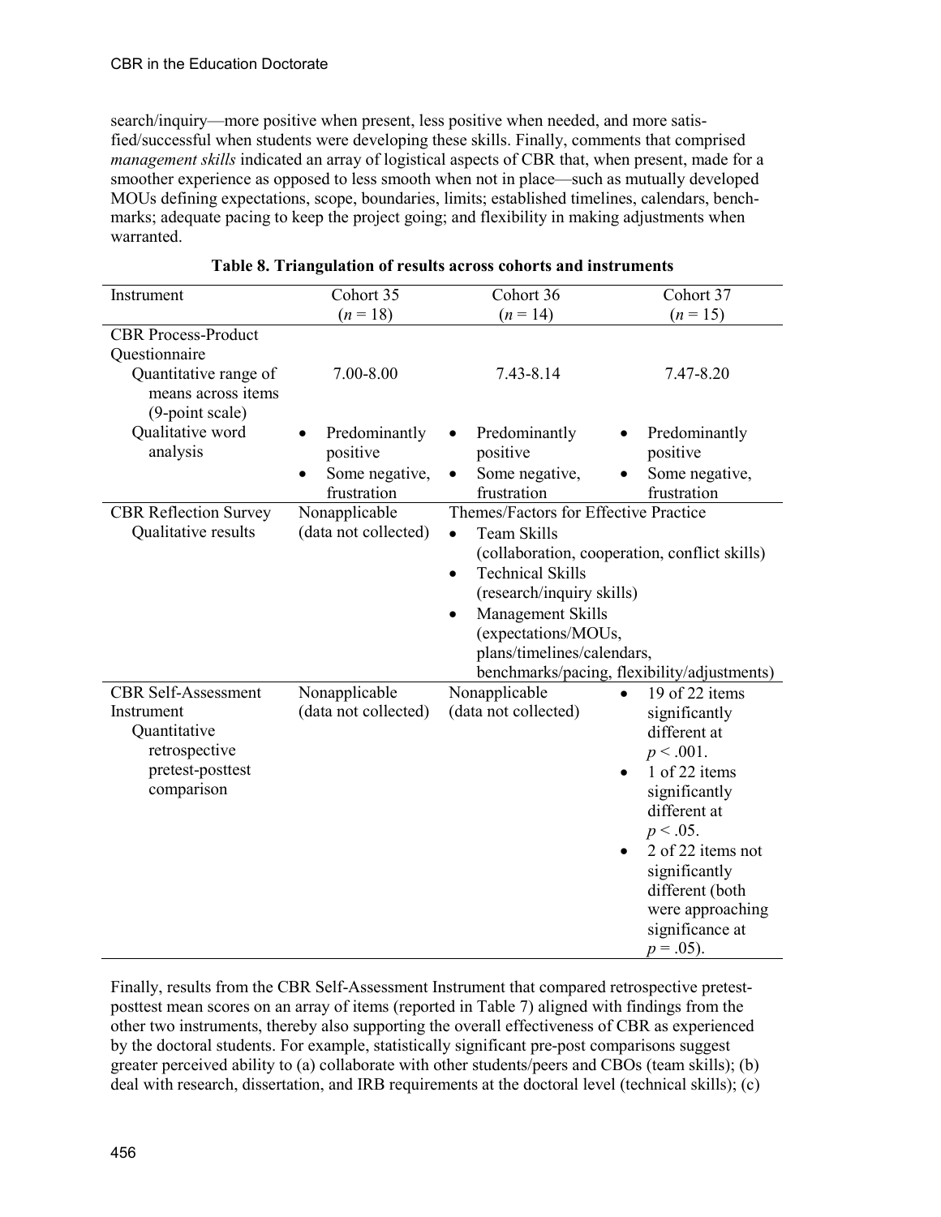search/inquiry—more positive when present, less positive when needed, and more satisfied/successful when students were developing these skills. Finally, comments that comprised *management skills* indicated an array of logistical aspects of CBR that, when present, made for a smoother experience as opposed to less smooth when not in place—such as mutually developed MOUs defining expectations, scope, boundaries, limits; established timelines, calendars, benchmarks; adequate pacing to keep the project going; and flexibility in making adjustments when warranted.

**Table 8. Triangulation of results across cohorts and instruments**

| Instrument | Cohort 35 ($n$ = 18) | Cohort 36 ($n$ = 14) | Cohort 37 ($n$ = 15) |
|---|---|---|---|
| CBR Process-Product Questionnaire | | | |
| Quantitative range of means across items (9-point scale) | 7.00-8.00 | 7.43-8.14 | 7.47-8.20 |
| Qualitative word analysis | • Predominantly positive<br>• Some negative, frustration | • Predominantly positive<br>• Some negative, frustration | • Predominantly positive<br>• Some negative, frustration |
| CBR Reflection Survey Qualitative results | Nonapplicable (data not collected) | Themes/Factors for Effective Practice<br>• Team Skills (collaboration, cooperation, conflict skills)<br>• Technical Skills (research/inquiry skills)<br>• Management Skills (expectations/MOUs, plans/timelines/calendars, benchmarks/pacing, flexibility/adjustments) | |
| CBR Self-Assessment Instrument Quantitative retrospective pretest-posttest comparison | Nonapplicable (data not collected) | Nonapplicable (data not collected) | • 19 of 22 items significantly different at $p < .001$.<br>• 1 of 22 items significantly different at $p < .05$.<br>• 2 of 22 items not significantly different (both were approaching significance at $p = .05$). |

Finally, results from the CBR Self-Assessment Instrument that compared retrospective pretest-posttest mean scores on an array of items (reported in Table 7) aligned with findings from the other two instruments, thereby also supporting the overall effectiveness of CBR as experienced by the doctoral students. For example, statistically significant pre-post comparisons suggest greater perceived ability to (a) collaborate with other students/peers and CBOs (team skills); (b) deal with research, dissertation, and IRB requirements at the doctoral level (technical skills); (c)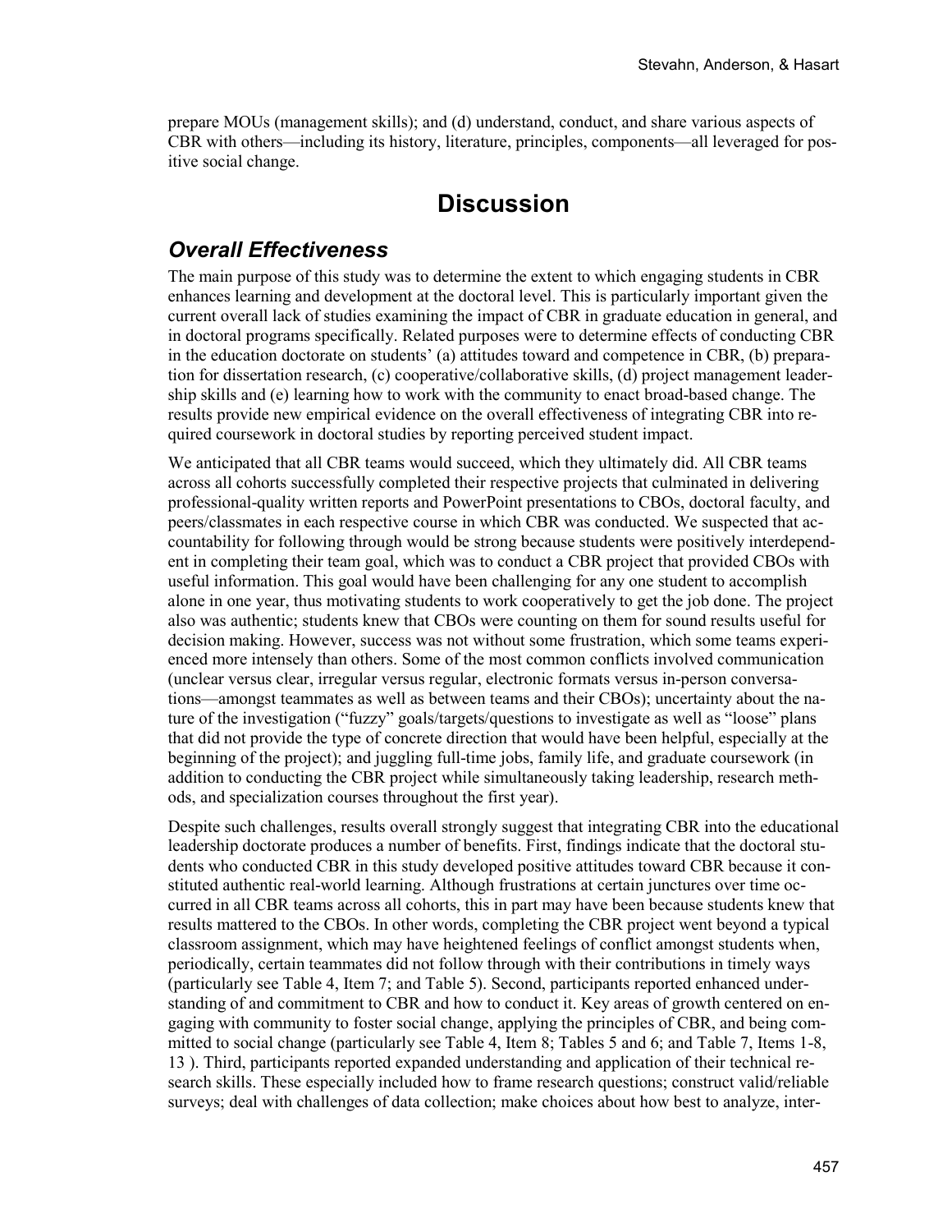prepare MOUs (management skills); and (d) understand, conduct, and share various aspects of CBR with others—including its history, literature, principles, components—all leveraged for positive social change.

# Discussion

## *Overall Effectiveness*

The main purpose of this study was to determine the extent to which engaging students in CBR enhances learning and development at the doctoral level. This is particularly important given the current overall lack of studies examining the impact of CBR in graduate education in general, and in doctoral programs specifically. Related purposes were to determine effects of conducting CBR in the education doctorate on students' (a) attitudes toward and competence in CBR, (b) preparation for dissertation research, (c) cooperative/collaborative skills, (d) project management leadership skills and (e) learning how to work with the community to enact broad-based change. The results provide new empirical evidence on the overall effectiveness of integrating CBR into required coursework in doctoral studies by reporting perceived student impact.

We anticipated that all CBR teams would succeed, which they ultimately did. All CBR teams across all cohorts successfully completed their respective projects that culminated in delivering professional-quality written reports and PowerPoint presentations to CBOs, doctoral faculty, and peers/classmates in each respective course in which CBR was conducted. We suspected that accountability for following through would be strong because students were positively interdependent in completing their team goal, which was to conduct a CBR project that provided CBOs with useful information. This goal would have been challenging for any one student to accomplish alone in one year, thus motivating students to work cooperatively to get the job done. The project also was authentic; students knew that CBOs were counting on them for sound results useful for decision making. However, success was not without some frustration, which some teams experienced more intensely than others. Some of the most common conflicts involved communication (unclear versus clear, irregular versus regular, electronic formats versus in-person conversations—amongst teammates as well as between teams and their CBOs); uncertainty about the nature of the investigation ("fuzzy" goals/targets/questions to investigate as well as "loose" plans that did not provide the type of concrete direction that would have been helpful, especially at the beginning of the project); and juggling full-time jobs, family life, and graduate coursework (in addition to conducting the CBR project while simultaneously taking leadership, research methods, and specialization courses throughout the first year).

Despite such challenges, results overall strongly suggest that integrating CBR into the educational leadership doctorate produces a number of benefits. First, findings indicate that the doctoral students who conducted CBR in this study developed positive attitudes toward CBR because it constituted authentic real-world learning. Although frustrations at certain junctures over time occurred in all CBR teams across all cohorts, this in part may have been because students knew that results mattered to the CBOs. In other words, completing the CBR project went beyond a typical classroom assignment, which may have heightened feelings of conflict amongst students when, periodically, certain teammates did not follow through with their contributions in timely ways (particularly see Table 4, Item 7; and Table 5). Second, participants reported enhanced understanding of and commitment to CBR and how to conduct it. Key areas of growth centered on engaging with community to foster social change, applying the principles of CBR, and being committed to social change (particularly see Table 4, Item 8; Tables 5 and 6; and Table 7, Items 1-8, 13 ). Third, participants reported expanded understanding and application of their technical research skills. These especially included how to frame research questions; construct valid/reliable surveys; deal with challenges of data collection; make choices about how best to analyze, inter-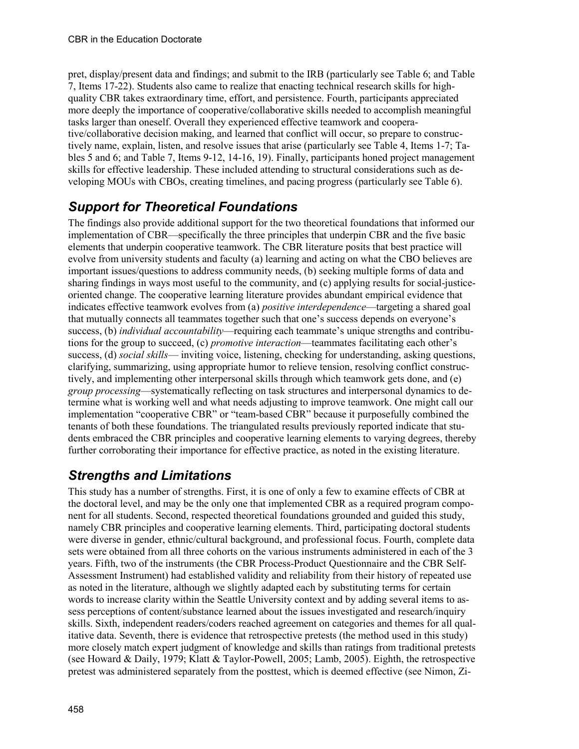pret, display/present data and findings; and submit to the IRB (particularly see Table 6; and Table 7, Items 17-22). Students also came to realize that enacting technical research skills for high-quality CBR takes extraordinary time, effort, and persistence. Fourth, participants appreciated more deeply the importance of cooperative/collaborative skills needed to accomplish meaningful tasks larger than oneself. Overall they experienced effective teamwork and cooperative/collaborative decision making, and learned that conflict will occur, so prepare to constructively name, explain, listen, and resolve issues that arise (particularly see Table 4, Items 1-7; Tables 5 and 6; and Table 7, Items 9-12, 14-16, 19). Finally, participants honed project management skills for effective leadership. These included attending to structural considerations such as developing MOUs with CBOs, creating timelines, and pacing progress (particularly see Table 6).

## *Support for Theoretical Foundations*

The findings also provide additional support for the two theoretical foundations that informed our implementation of CBR—specifically the three principles that underpin CBR and the five basic elements that underpin cooperative teamwork. The CBR literature posits that best practice will evolve from university students and faculty (a) learning and acting on what the CBO believes are important issues/questions to address community needs, (b) seeking multiple forms of data and sharing findings in ways most useful to the community, and (c) applying results for social-justice-oriented change. The cooperative learning literature provides abundant empirical evidence that indicates effective teamwork evolves from (a) *positive interdependence*—targeting a shared goal that mutually connects all teammates together such that one's success depends on everyone's success, (b) *individual accountability*—requiring each teammate's unique strengths and contributions for the group to succeed, (c) *promotive interaction*—teammates facilitating each other's success, (d) *social skills*— inviting voice, listening, checking for understanding, asking questions, clarifying, summarizing, using appropriate humor to relieve tension, resolving conflict constructively, and implementing other interpersonal skills through which teamwork gets done, and (e) *group processing*—systematically reflecting on task structures and interpersonal dynamics to determine what is working well and what needs adjusting to improve teamwork. One might call our implementation "cooperative CBR" or "team-based CBR" because it purposefully combined the tenants of both these foundations. The triangulated results previously reported indicate that students embraced the CBR principles and cooperative learning elements to varying degrees, thereby further corroborating their importance for effective practice, as noted in the existing literature.

## *Strengths and Limitations*

This study has a number of strengths. First, it is one of only a few to examine effects of CBR at the doctoral level, and may be the only one that implemented CBR as a required program component for all students. Second, respected theoretical foundations grounded and guided this study, namely CBR principles and cooperative learning elements. Third, participating doctoral students were diverse in gender, ethnic/cultural background, and professional focus. Fourth, complete data sets were obtained from all three cohorts on the various instruments administered in each of the 3 years. Fifth, two of the instruments (the CBR Process-Product Questionnaire and the CBR Self-Assessment Instrument) had established validity and reliability from their history of repeated use as noted in the literature, although we slightly adapted each by substituting terms for certain words to increase clarity within the Seattle University context and by adding several items to assess perceptions of content/substance learned about the issues investigated and research/inquiry skills. Sixth, independent readers/coders reached agreement on categories and themes for all qualitative data. Seventh, there is evidence that retrospective pretests (the method used in this study) more closely match expert judgment of knowledge and skills than ratings from traditional pretests (see Howard & Daily, 1979; Klatt & Taylor-Powell, 2005; Lamb, 2005). Eighth, the retrospective pretest was administered separately from the posttest, which is deemed effective (see Nimon, Zi-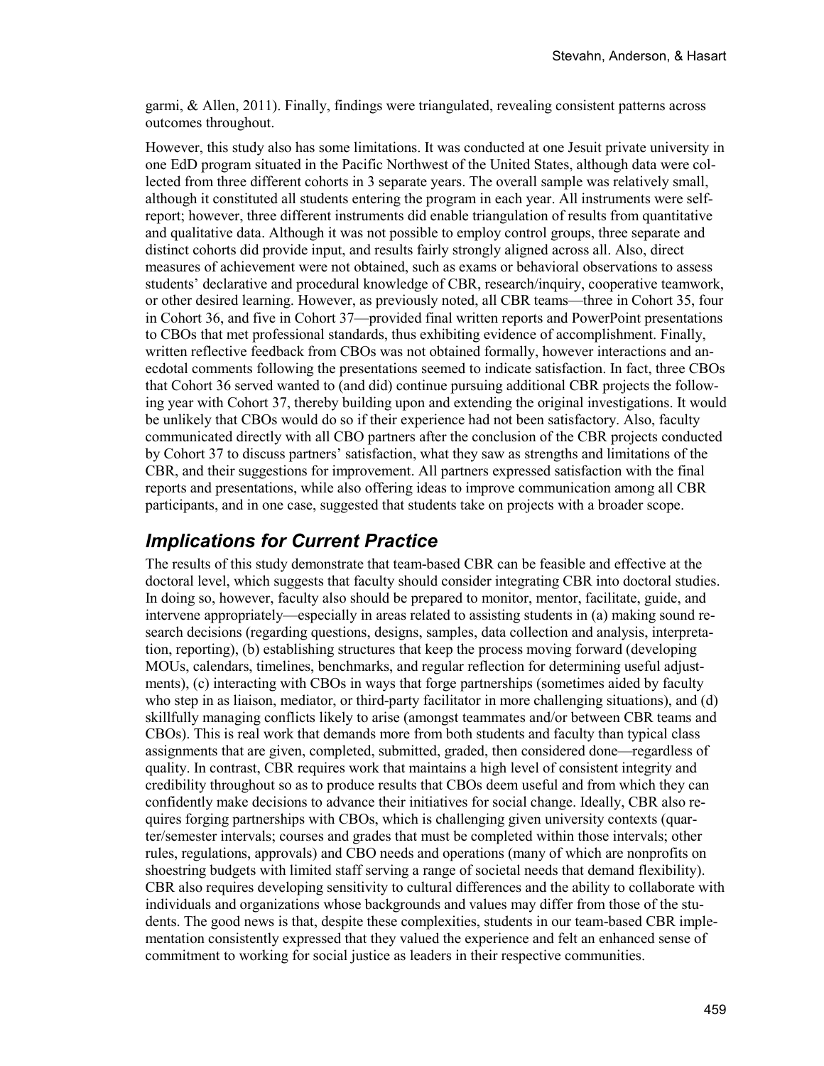garmi, & Allen, 2011). Finally, findings were triangulated, revealing consistent patterns across outcomes throughout.

However, this study also has some limitations. It was conducted at one Jesuit private university in one EdD program situated in the Pacific Northwest of the United States, although data were collected from three different cohorts in 3 separate years. The overall sample was relatively small, although it constituted all students entering the program in each year. All instruments were self-report; however, three different instruments did enable triangulation of results from quantitative and qualitative data. Although it was not possible to employ control groups, three separate and distinct cohorts did provide input, and results fairly strongly aligned across all. Also, direct measures of achievement were not obtained, such as exams or behavioral observations to assess students' declarative and procedural knowledge of CBR, research/inquiry, cooperative teamwork, or other desired learning. However, as previously noted, all CBR teams—three in Cohort 35, four in Cohort 36, and five in Cohort 37—provided final written reports and PowerPoint presentations to CBOs that met professional standards, thus exhibiting evidence of accomplishment. Finally, written reflective feedback from CBOs was not obtained formally, however interactions and anecdotal comments following the presentations seemed to indicate satisfaction. In fact, three CBOs that Cohort 36 served wanted to (and did) continue pursuing additional CBR projects the following year with Cohort 37, thereby building upon and extending the original investigations. It would be unlikely that CBOs would do so if their experience had not been satisfactory. Also, faculty communicated directly with all CBO partners after the conclusion of the CBR projects conducted by Cohort 37 to discuss partners' satisfaction, what they saw as strengths and limitations of the CBR, and their suggestions for improvement. All partners expressed satisfaction with the final reports and presentations, while also offering ideas to improve communication among all CBR participants, and in one case, suggested that students take on projects with a broader scope.

## *Implications for Current Practice*

The results of this study demonstrate that team-based CBR can be feasible and effective at the doctoral level, which suggests that faculty should consider integrating CBR into doctoral studies. In doing so, however, faculty also should be prepared to monitor, mentor, facilitate, guide, and intervene appropriately—especially in areas related to assisting students in (a) making sound research decisions (regarding questions, designs, samples, data collection and analysis, interpretation, reporting), (b) establishing structures that keep the process moving forward (developing MOUs, calendars, timelines, benchmarks, and regular reflection for determining useful adjustments), (c) interacting with CBOs in ways that forge partnerships (sometimes aided by faculty who step in as liaison, mediator, or third-party facilitator in more challenging situations), and (d) skillfully managing conflicts likely to arise (amongst teammates and/or between CBR teams and CBOs). This is real work that demands more from both students and faculty than typical class assignments that are given, completed, submitted, graded, then considered done—regardless of quality. In contrast, CBR requires work that maintains a high level of consistent integrity and credibility throughout so as to produce results that CBOs deem useful and from which they can confidently make decisions to advance their initiatives for social change. Ideally, CBR also requires forging partnerships with CBOs, which is challenging given university contexts (quarter/semester intervals; courses and grades that must be completed within those intervals; other rules, regulations, approvals) and CBO needs and operations (many of which are nonprofits on shoestring budgets with limited staff serving a range of societal needs that demand flexibility). CBR also requires developing sensitivity to cultural differences and the ability to collaborate with individuals and organizations whose backgrounds and values may differ from those of the students. The good news is that, despite these complexities, students in our team-based CBR implementation consistently expressed that they valued the experience and felt an enhanced sense of commitment to working for social justice as leaders in their respective communities.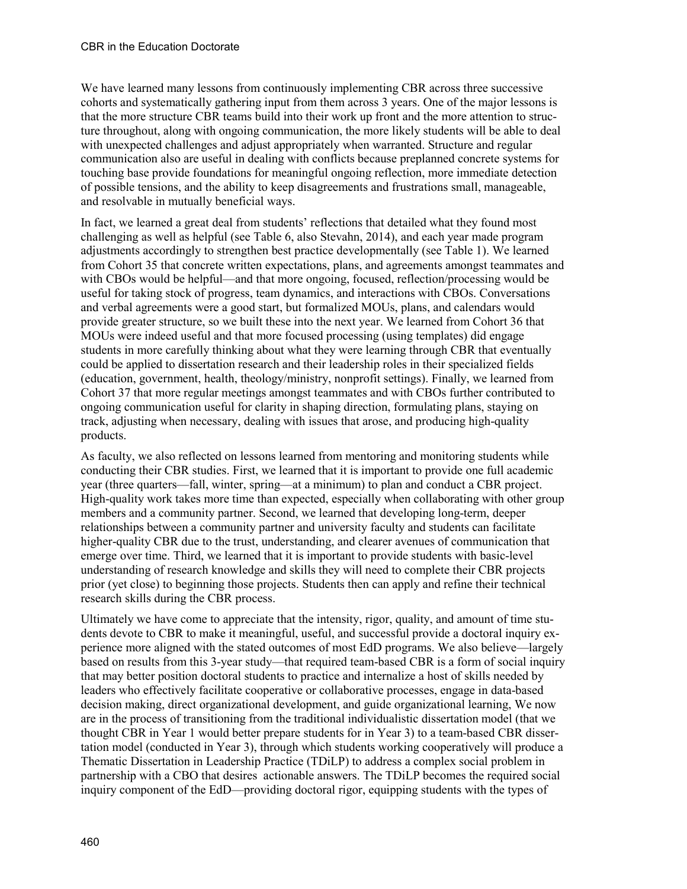We have learned many lessons from continuously implementing CBR across three successive cohorts and systematically gathering input from them across 3 years. One of the major lessons is that the more structure CBR teams build into their work up front and the more attention to structure throughout, along with ongoing communication, the more likely students will be able to deal with unexpected challenges and adjust appropriately when warranted. Structure and regular communication also are useful in dealing with conflicts because preplanned concrete systems for touching base provide foundations for meaningful ongoing reflection, more immediate detection of possible tensions, and the ability to keep disagreements and frustrations small, manageable, and resolvable in mutually beneficial ways.

In fact, we learned a great deal from students' reflections that detailed what they found most challenging as well as helpful (see Table 6, also Stevahn, 2014), and each year made program adjustments accordingly to strengthen best practice developmentally (see Table 1). We learned from Cohort 35 that concrete written expectations, plans, and agreements amongst teammates and with CBOs would be helpful—and that more ongoing, focused, reflection/processing would be useful for taking stock of progress, team dynamics, and interactions with CBOs. Conversations and verbal agreements were a good start, but formalized MOUs, plans, and calendars would provide greater structure, so we built these into the next year. We learned from Cohort 36 that MOUs were indeed useful and that more focused processing (using templates) did engage students in more carefully thinking about what they were learning through CBR that eventually could be applied to dissertation research and their leadership roles in their specialized fields (education, government, health, theology/ministry, nonprofit settings). Finally, we learned from Cohort 37 that more regular meetings amongst teammates and with CBOs further contributed to ongoing communication useful for clarity in shaping direction, formulating plans, staying on track, adjusting when necessary, dealing with issues that arose, and producing high-quality products.

As faculty, we also reflected on lessons learned from mentoring and monitoring students while conducting their CBR studies. First, we learned that it is important to provide one full academic year (three quarters—fall, winter, spring—at a minimum) to plan and conduct a CBR project. High-quality work takes more time than expected, especially when collaborating with other group members and a community partner. Second, we learned that developing long-term, deeper relationships between a community partner and university faculty and students can facilitate higher-quality CBR due to the trust, understanding, and clearer avenues of communication that emerge over time. Third, we learned that it is important to provide students with basic-level understanding of research knowledge and skills they will need to complete their CBR projects prior (yet close) to beginning those projects. Students then can apply and refine their technical research skills during the CBR process.

Ultimately we have come to appreciate that the intensity, rigor, quality, and amount of time students devote to CBR to make it meaningful, useful, and successful provide a doctoral inquiry experience more aligned with the stated outcomes of most EdD programs. We also believe—largely based on results from this 3-year study—that required team-based CBR is a form of social inquiry that may better position doctoral students to practice and internalize a host of skills needed by leaders who effectively facilitate cooperative or collaborative processes, engage in data-based decision making, direct organizational development, and guide organizational learning, We now are in the process of transitioning from the traditional individualistic dissertation model (that we thought CBR in Year 1 would better prepare students for in Year 3) to a team-based CBR dissertation model (conducted in Year 3), through which students working cooperatively will produce a Thematic Dissertation in Leadership Practice (TDiLP) to address a complex social problem in partnership with a CBO that desires actionable answers. The TDiLP becomes the required social inquiry component of the EdD—providing doctoral rigor, equipping students with the types of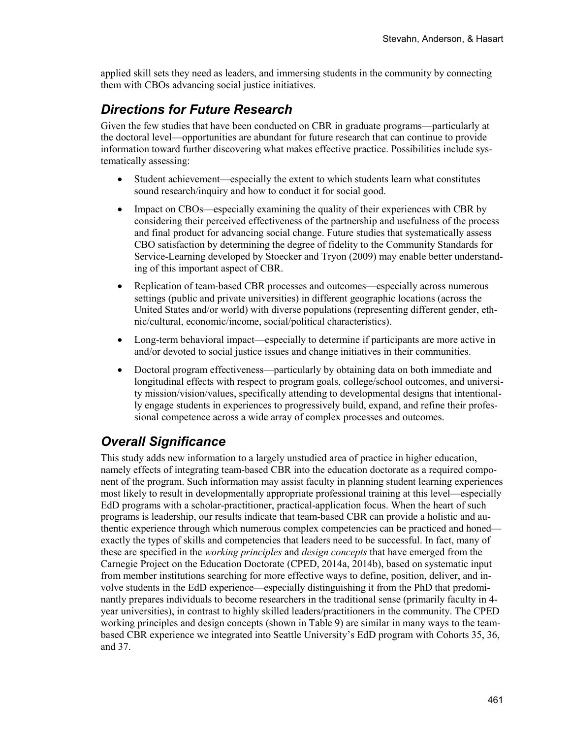applied skill sets they need as leaders, and immersing students in the community by connecting them with CBOs advancing social justice initiatives.

## *Directions for Future Research*

Given the few studies that have been conducted on CBR in graduate programs—particularly at the doctoral level—opportunities are abundant for future research that can continue to provide information toward further discovering what makes effective practice. Possibilities include systematically assessing:

- Student achievement—especially the extent to which students learn what constitutes sound research/inquiry and how to conduct it for social good.
- Impact on CBOs—especially examining the quality of their experiences with CBR by considering their perceived effectiveness of the partnership and usefulness of the process and final product for advancing social change. Future studies that systematically assess CBO satisfaction by determining the degree of fidelity to the Community Standards for Service-Learning developed by Stoecker and Tryon (2009) may enable better understanding of this important aspect of CBR.
- Replication of team-based CBR processes and outcomes—especially across numerous settings (public and private universities) in different geographic locations (across the United States and/or world) with diverse populations (representing different gender, ethnic/cultural, economic/income, social/political characteristics).
- Long-term behavioral impact—especially to determine if participants are more active in and/or devoted to social justice issues and change initiatives in their communities.
- Doctoral program effectiveness—particularly by obtaining data on both immediate and longitudinal effects with respect to program goals, college/school outcomes, and university mission/vision/values, specifically attending to developmental designs that intentionally engage students in experiences to progressively build, expand, and refine their professional competence across a wide array of complex processes and outcomes.

## *Overall Significance*

This study adds new information to a largely unstudied area of practice in higher education, namely effects of integrating team-based CBR into the education doctorate as a required component of the program. Such information may assist faculty in planning student learning experiences most likely to result in developmentally appropriate professional training at this level—especially EdD programs with a scholar-practitioner, practical-application focus. When the heart of such programs is leadership, our results indicate that team-based CBR can provide a holistic and authentic experience through which numerous complex competencies can be practiced and honed—exactly the types of skills and competencies that leaders need to be successful. In fact, many of these are specified in the *working principles* and *design concepts* that have emerged from the Carnegie Project on the Education Doctorate (CPED, 2014a, 2014b), based on systematic input from member institutions searching for more effective ways to define, position, deliver, and involve students in the EdD experience—especially distinguishing it from the PhD that predominantly prepares individuals to become researchers in the traditional sense (primarily faculty in 4-year universities), in contrast to highly skilled leaders/practitioners in the community. The CPED working principles and design concepts (shown in Table 9) are similar in many ways to the team-based CBR experience we integrated into Seattle University's EdD program with Cohorts 35, 36, and 37.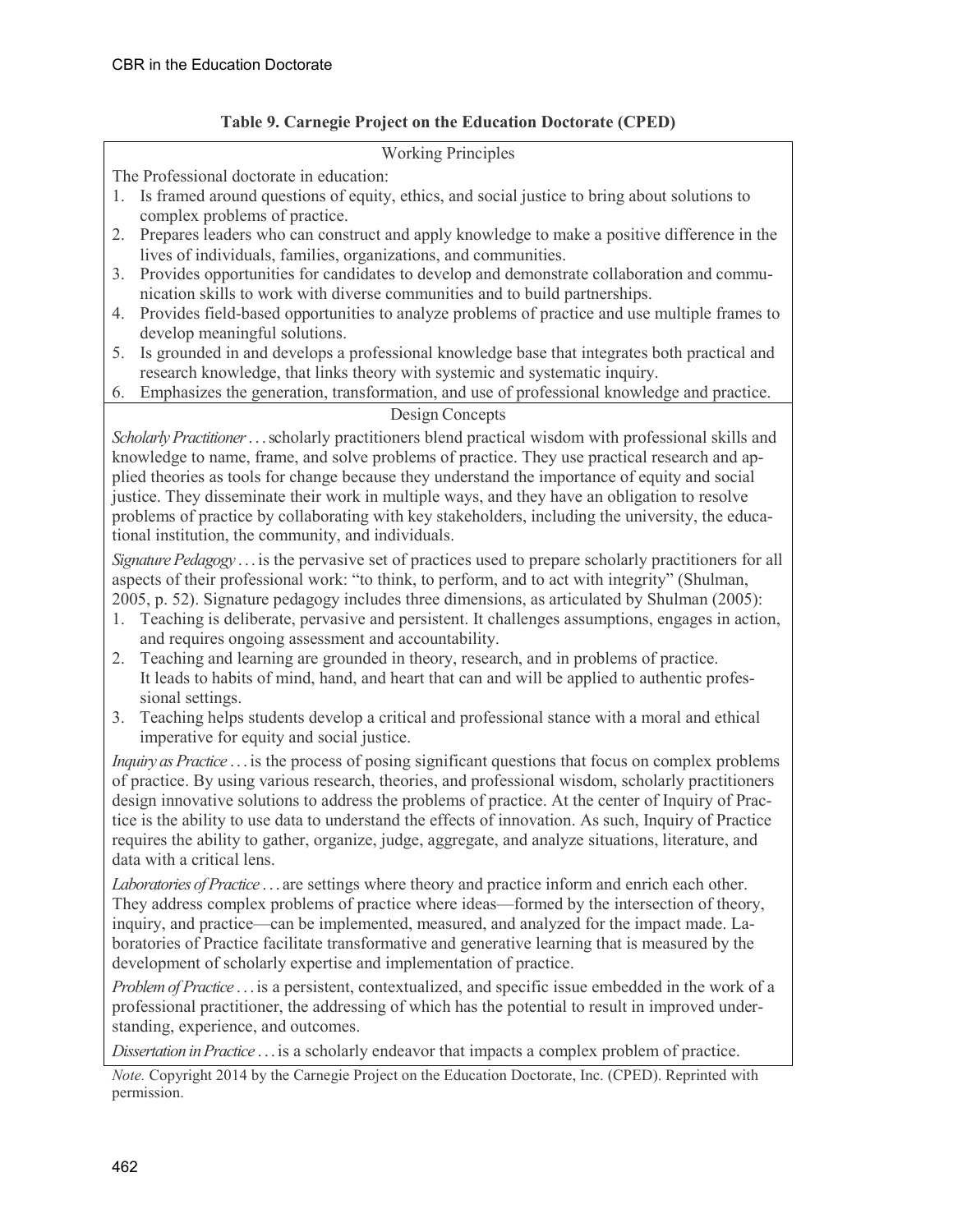**Table 9. Carnegie Project on the Education Doctorate (CPED)**

Working Principles

The Professional doctorate in education:

1. Is framed around questions of equity, ethics, and social justice to bring about solutions to complex problems of practice.
2. Prepares leaders who can construct and apply knowledge to make a positive difference in the lives of individuals, families, organizations, and communities.
3. Provides opportunities for candidates to develop and demonstrate collaboration and communication skills to work with diverse communities and to build partnerships.
4. Provides field-based opportunities to analyze problems of practice and use multiple frames to develop meaningful solutions.
5. Is grounded in and develops a professional knowledge base that integrates both practical and research knowledge, that links theory with systemic and systematic inquiry.
6. Emphasizes the generation, transformation, and use of professional knowledge and practice.

Design Concepts

*Scholarly Practitioner* . . . scholarly practitioners blend practical wisdom with professional skills and knowledge to name, frame, and solve problems of practice. They use practical research and applied theories as tools for change because they understand the importance of equity and social justice. They disseminate their work in multiple ways, and they have an obligation to resolve problems of practice by collaborating with key stakeholders, including the university, the educational institution, the community, and individuals.

*Signature Pedagogy* . . . is the pervasive set of practices used to prepare scholarly practitioners for all aspects of their professional work: "to think, to perform, and to act with integrity" (Shulman, 2005, p. 52). Signature pedagogy includes three dimensions, as articulated by Shulman (2005):

1. Teaching is deliberate, pervasive and persistent. It challenges assumptions, engages in action, and requires ongoing assessment and accountability.
2. Teaching and learning are grounded in theory, research, and in problems of practice. It leads to habits of mind, hand, and heart that can and will be applied to authentic professional settings.
3. Teaching helps students develop a critical and professional stance with a moral and ethical imperative for equity and social justice.

*Inquiry as Practice* . . . is the process of posing significant questions that focus on complex problems of practice. By using various research, theories, and professional wisdom, scholarly practitioners design innovative solutions to address the problems of practice. At the center of Inquiry of Practice is the ability to use data to understand the effects of innovation. As such, Inquiry of Practice requires the ability to gather, organize, judge, aggregate, and analyze situations, literature, and data with a critical lens.

*Laboratories of Practice* . . . are settings where theory and practice inform and enrich each other. They address complex problems of practice where ideas—formed by the intersection of theory, inquiry, and practice—can be implemented, measured, and analyzed for the impact made. Laboratories of Practice facilitate transformative and generative learning that is measured by the development of scholarly expertise and implementation of practice.

*Problem of Practice* . . . is a persistent, contextualized, and specific issue embedded in the work of a professional practitioner, the addressing of which has the potential to result in improved understanding, experience, and outcomes.

*Dissertation in Practice* . . . is a scholarly endeavor that impacts a complex problem of practice.

*Note.* Copyright 2014 by the Carnegie Project on the Education Doctorate, Inc. (CPED). Reprinted with permission.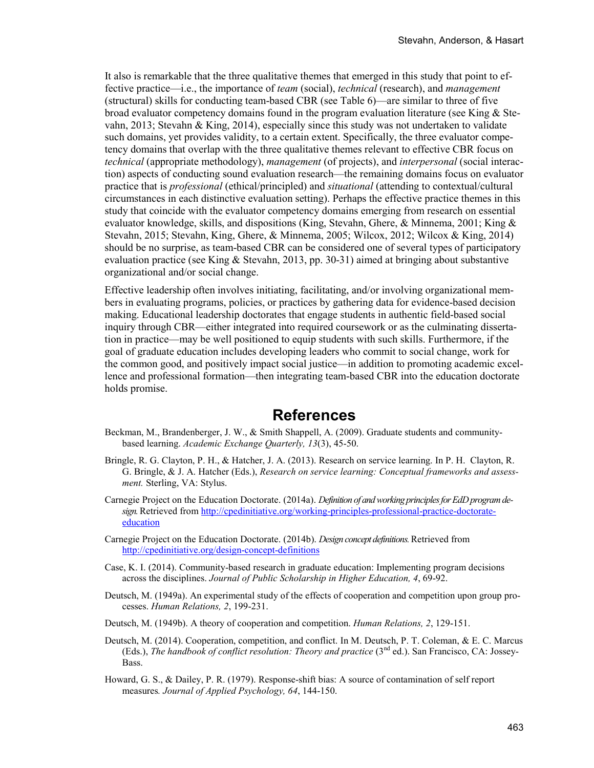It also is remarkable that the three qualitative themes that emerged in this study that point to effective practice—i.e., the importance of *team* (social), *technical* (research), and *management* (structural) skills for conducting team-based CBR (see Table 6)—are similar to three of five broad evaluator competency domains found in the program evaluation literature (see King & Stevahn, 2013; Stevahn & King, 2014), especially since this study was not undertaken to validate such domains, yet provides validity, to a certain extent. Specifically, the three evaluator competency domains that overlap with the three qualitative themes relevant to effective CBR focus on *technical* (appropriate methodology), *management* (of projects), and *interpersonal* (social interaction) aspects of conducting sound evaluation research—the remaining domains focus on evaluator practice that is *professional* (ethical/principled) and *situational* (attending to contextual/cultural circumstances in each distinctive evaluation setting). Perhaps the effective practice themes in this study that coincide with the evaluator competency domains emerging from research on essential evaluator knowledge, skills, and dispositions (King, Stevahn, Ghere, & Minnema, 2001; King & Stevahn, 2015; Stevahn, King, Ghere, & Minnema, 2005; Wilcox, 2012; Wilcox & King, 2014) should be no surprise, as team-based CBR can be considered one of several types of participatory evaluation practice (see King & Stevahn, 2013, pp. 30-31) aimed at bringing about substantive organizational and/or social change.

Effective leadership often involves initiating, facilitating, and/or involving organizational members in evaluating programs, policies, or practices by gathering data for evidence-based decision making. Educational leadership doctorates that engage students in authentic field-based social inquiry through CBR—either integrated into required coursework or as the culminating dissertation in practice—may be well positioned to equip students with such skills. Furthermore, if the goal of graduate education includes developing leaders who commit to social change, work for the common good, and positively impact social justice—in addition to promoting academic excellence and professional formation—then integrating team-based CBR into the education doctorate holds promise.

## References

Beckman, M., Brandenberger, J. W., & Smith Shappell, A. (2009). Graduate students and community-based learning. *Academic Exchange Quarterly, 13*(3), 45-50.

Bringle, R. G. Clayton, P. H., & Hatcher, J. A. (2013). Research on service learning. In P. H. Clayton, R. G. Bringle, & J. A. Hatcher (Eds.), *Research on service learning: Conceptual frameworks and assessment.* Sterling, VA: Stylus.

Carnegie Project on the Education Doctorate. (2014a). *Definition of and working principles for EdD program design.* Retrieved from http://cpedinitiative.org/working-principles-professional-practice-doctorate-education

Carnegie Project on the Education Doctorate. (2014b). *Design concept definitions.* Retrieved from http://cpedinitiative.org/design-concept-definitions

Case, K. I. (2014). Community-based research in graduate education: Implementing program decisions across the disciplines. *Journal of Public Scholarship in Higher Education, 4*, 69-92.

Deutsch, M. (1949a). An experimental study of the effects of cooperation and competition upon group processes. *Human Relations, 2*, 199-231.

Deutsch, M. (1949b). A theory of cooperation and competition. *Human Relations, 2*, 129-151.

Deutsch, M. (2014). Cooperation, competition, and conflict. In M. Deutsch, P. T. Coleman, & E. C. Marcus (Eds.), *The handbook of conflict resolution: Theory and practice* (3rd ed.). San Francisco, CA: Jossey-Bass.

Howard, G. S., & Dailey, P. R. (1979). Response-shift bias: A source of contamination of self report measures. *Journal of Applied Psychology, 64*, 144-150.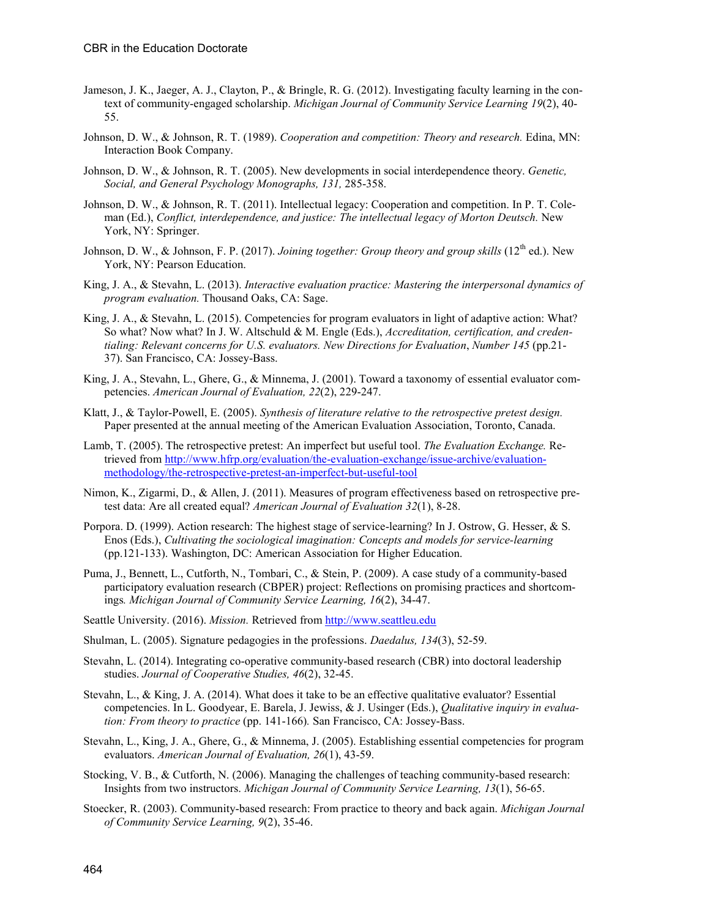Jameson, J. K., Jaeger, A. J., Clayton, P., & Bringle, R. G. (2012). Investigating faculty learning in the context of community-engaged scholarship. *Michigan Journal of Community Service Learning 19*(2), 40-55.

Johnson, D. W., & Johnson, R. T. (1989). *Cooperation and competition: Theory and research.* Edina, MN: Interaction Book Company.

Johnson, D. W., & Johnson, R. T. (2005). New developments in social interdependence theory. *Genetic, Social, and General Psychology Monographs, 131,* 285-358.

Johnson, D. W., & Johnson, R. T. (2011). Intellectual legacy: Cooperation and competition. In P. T. Coleman (Ed.), *Conflict, interdependence, and justice: The intellectual legacy of Morton Deutsch.* New York, NY: Springer.

Johnson, D. W., & Johnson, F. P. (2017). *Joining together: Group theory and group skills* (12th ed.). New York, NY: Pearson Education.

King, J. A., & Stevahn, L. (2013). *Interactive evaluation practice: Mastering the interpersonal dynamics of program evaluation.* Thousand Oaks, CA: Sage.

King, J. A., & Stevahn, L. (2015). Competencies for program evaluators in light of adaptive action: What? So what? Now what? In J. W. Altschuld & M. Engle (Eds.), *Accreditation, certification, and credentialing: Relevant concerns for U.S. evaluators. New Directions for Evaluation*, *Number 145* (pp.21-37). San Francisco, CA: Jossey-Bass.

King, J. A., Stevahn, L., Ghere, G., & Minnema, J. (2001). Toward a taxonomy of essential evaluator competencies. *American Journal of Evaluation, 22*(2), 229-247.

Klatt, J., & Taylor-Powell, E. (2005). *Synthesis of literature relative to the retrospective pretest design.* Paper presented at the annual meeting of the American Evaluation Association, Toronto, Canada.

Lamb, T. (2005). The retrospective pretest: An imperfect but useful tool. *The Evaluation Exchange.* Retrieved from http://www.hfrp.org/evaluation/the-evaluation-exchange/issue-archive/evaluation-methodology/the-retrospective-pretest-an-imperfect-but-useful-tool

Nimon, K., Zigarmi, D., & Allen, J. (2011). Measures of program effectiveness based on retrospective pretest data: Are all created equal? *American Journal of Evaluation 32*(1), 8-28.

Porpora. D. (1999). Action research: The highest stage of service-learning? In J. Ostrow, G. Hesser, & S. Enos (Eds.), *Cultivating the sociological imagination: Concepts and models for service-learning* (pp.121-133). Washington, DC: American Association for Higher Education.

Puma, J., Bennett, L., Cutforth, N., Tombari, C., & Stein, P. (2009). A case study of a community-based participatory evaluation research (CBPER) project: Reflections on promising practices and shortcomings*. Michigan Journal of Community Service Learning, 16*(2), 34-47.

Seattle University. (2016). *Mission.* Retrieved from http://www.seattleu.edu

Shulman, L. (2005). Signature pedagogies in the professions. *Daedalus, 134*(3), 52-59.

Stevahn, L. (2014). Integrating co-operative community-based research (CBR) into doctoral leadership studies. *Journal of Cooperative Studies, 46*(2), 32-45.

Stevahn, L., & King, J. A. (2014). What does it take to be an effective qualitative evaluator? Essential competencies. In L. Goodyear, E. Barela, J. Jewiss, & J. Usinger (Eds.), *Qualitative inquiry in evaluation: From theory to practice* (pp. 141-166)*.* San Francisco, CA: Jossey-Bass.

Stevahn, L., King, J. A., Ghere, G., & Minnema, J. (2005). Establishing essential competencies for program evaluators. *American Journal of Evaluation, 26*(1), 43-59.

Stocking, V. B., & Cutforth, N. (2006). Managing the challenges of teaching community-based research: Insights from two instructors. *Michigan Journal of Community Service Learning, 13*(1), 56-65.

Stoecker, R. (2003). Community-based research: From practice to theory and back again. *Michigan Journal of Community Service Learning, 9*(2), 35-46.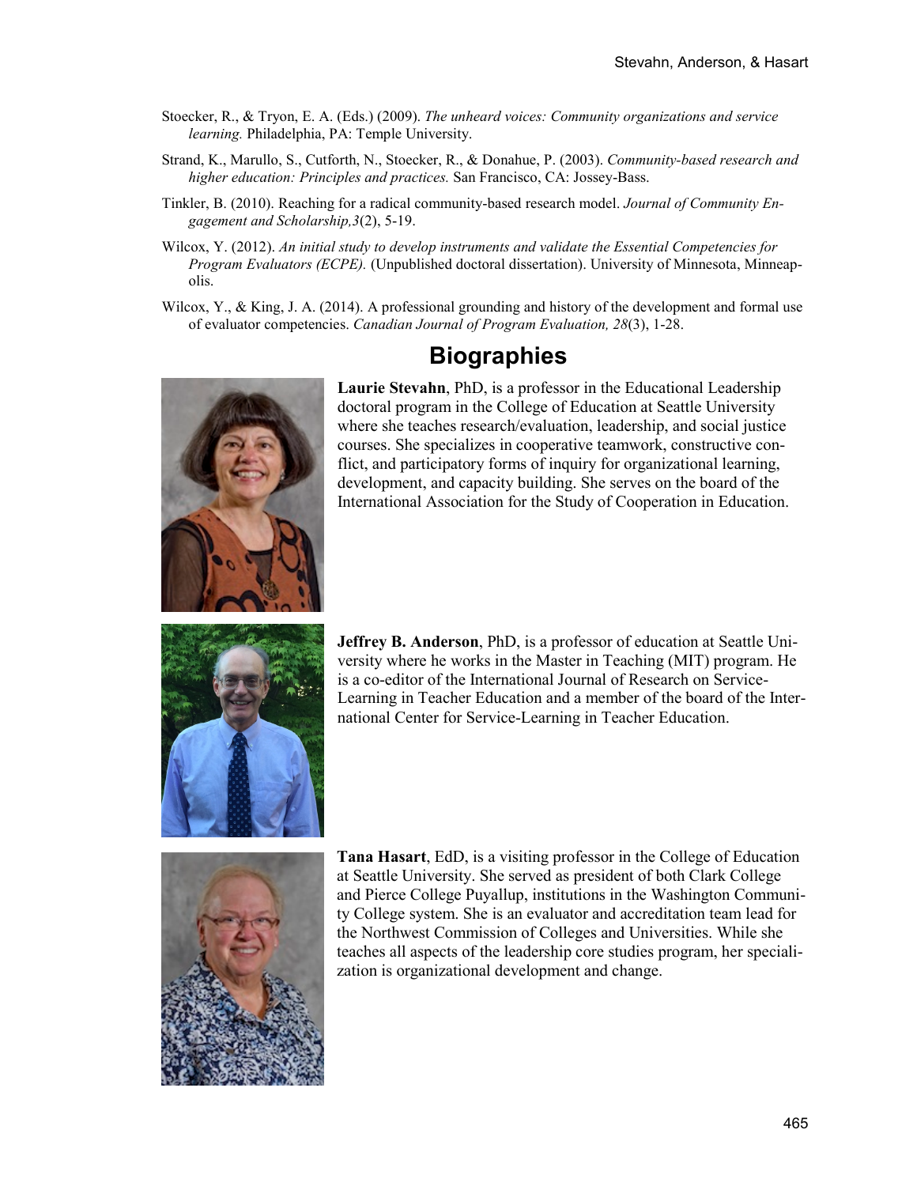Stoecker, R., & Tryon, E. A. (Eds.) (2009). *The unheard voices: Community organizations and service learning.* Philadelphia, PA: Temple University.

Strand, K., Marullo, S., Cutforth, N., Stoecker, R., & Donahue, P. (2003). *Community-based research and higher education: Principles and practices.* San Francisco, CA: Jossey-Bass.

Tinkler, B. (2010). Reaching for a radical community-based research model. *Journal of Community Engagement and Scholarship,3*(2), 5-19.

Wilcox, Y. (2012). *An initial study to develop instruments and validate the Essential Competencies for Program Evaluators (ECPE).* (Unpublished doctoral dissertation). University of Minnesota, Minneapolis.

Wilcox, Y., & King, J. A. (2014). A professional grounding and history of the development and formal use of evaluator competencies. *Canadian Journal of Program Evaluation, 28*(3), 1-28.

## Biographies

**Laurie Stevahn**, PhD, is a professor in the Educational Leadership doctoral program in the College of Education at Seattle University where she teaches research/evaluation, leadership, and social justice courses. She specializes in cooperative teamwork, constructive conflict, and participatory forms of inquiry for organizational learning, development, and capacity building. She serves on the board of the International Association for the Study of Cooperation in Education.

**Jeffrey B. Anderson**, PhD, is a professor of education at Seattle University where he works in the Master in Teaching (MIT) program. He is a co-editor of the International Journal of Research on Service-Learning in Teacher Education and a member of the board of the International Center for Service-Learning in Teacher Education.

**Tana Hasart**, EdD, is a visiting professor in the College of Education at Seattle University. She served as president of both Clark College and Pierce College Puyallup, institutions in the Washington Community College system. She is an evaluator and accreditation team lead for the Northwest Commission of Colleges and Universities. While she teaches all aspects of the leadership core studies program, her specialization is organizational development and change.